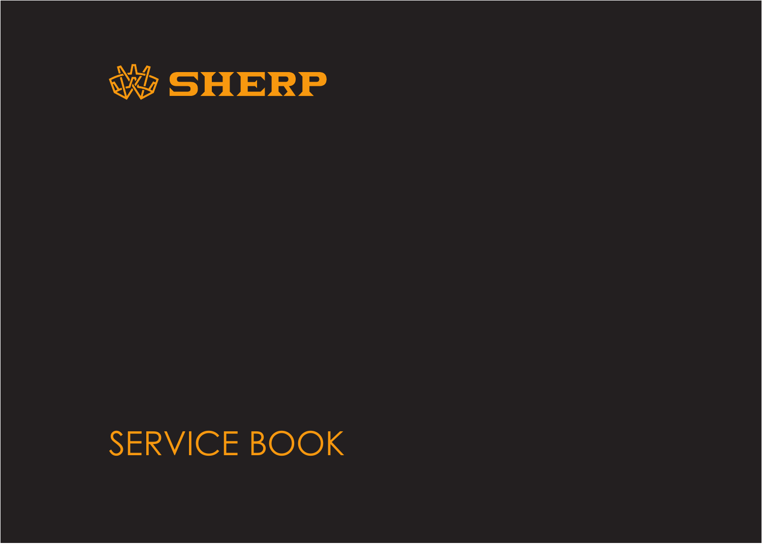# SHERP

# SERVICE BOOK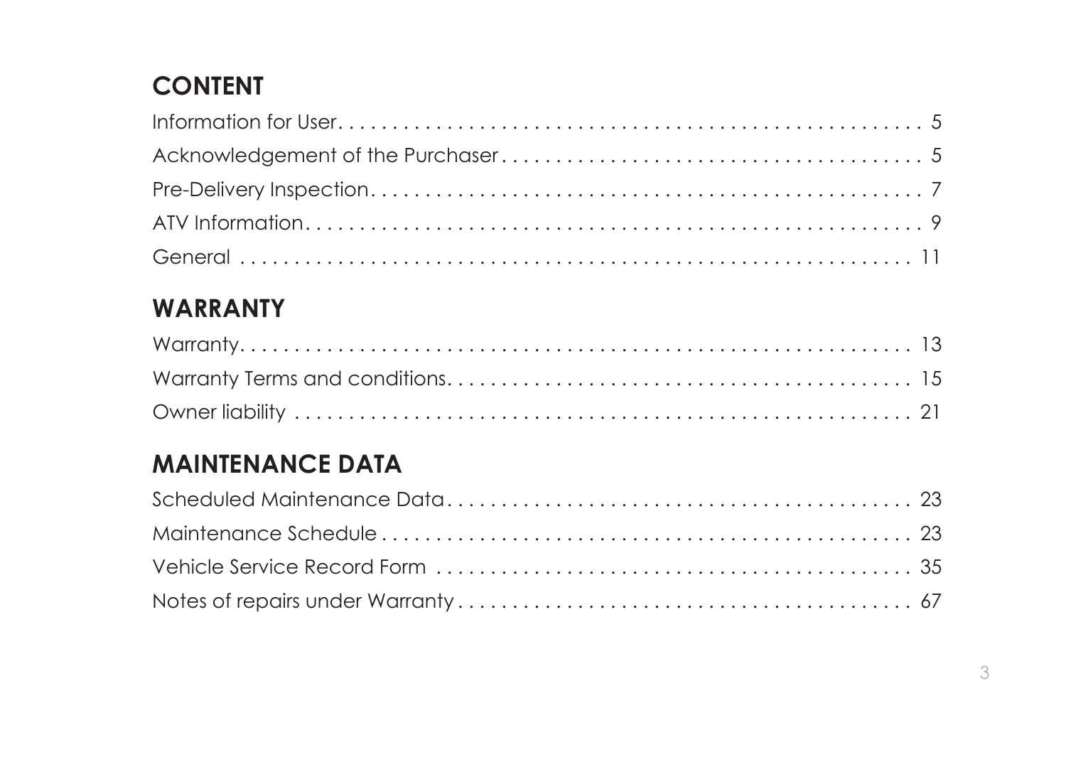## CONTENT

Information for User . . . . . . . . . . . . . . . . . . . . . . . . . . . . . . . . . . . . . . . . . . . . . . . . . 5
Acknowledgement of the Purchaser . . . . . . . . . . . . . . . . . . . . . . . . . . . . . . . . . . . . . . . . 5
Pre-Delivery Inspection . . . . . . . . . . . . . . . . . . . . . . . . . . . . . . . . . . . . . . . . . . . . . . . . . 7
ATV Information . . . . . . . . . . . . . . . . . . . . . . . . . . . . . . . . . . . . . . . . . . . . . . . . . . . . . 9
General . . . . . . . . . . . . . . . . . . . . . . . . . . . . . . . . . . . . . . . . . . . . . . . . . . . . . . . . . . . 11

## WARRANTY

Warranty . . . . . . . . . . . . . . . . . . . . . . . . . . . . . . . . . . . . . . . . . . . . . . . . . . . . . . . . . 13
Warranty Terms and conditions . . . . . . . . . . . . . . . . . . . . . . . . . . . . . . . . . . . . . . . . . . 15
Owner liability . . . . . . . . . . . . . . . . . . . . . . . . . . . . . . . . . . . . . . . . . . . . . . . . . . . . . . 21

## MAINTENANCE DATA

Scheduled Maintenance Data . . . . . . . . . . . . . . . . . . . . . . . . . . . . . . . . . . . . . . . . . . . 23
Maintenance Schedule . . . . . . . . . . . . . . . . . . . . . . . . . . . . . . . . . . . . . . . . . . . . . . . . 23
Vehicle Service Record Form . . . . . . . . . . . . . . . . . . . . . . . . . . . . . . . . . . . . . . . . . . . 35
Notes of repairs under Warranty . . . . . . . . . . . . . . . . . . . . . . . . . . . . . . . . . . . . . . . . . 67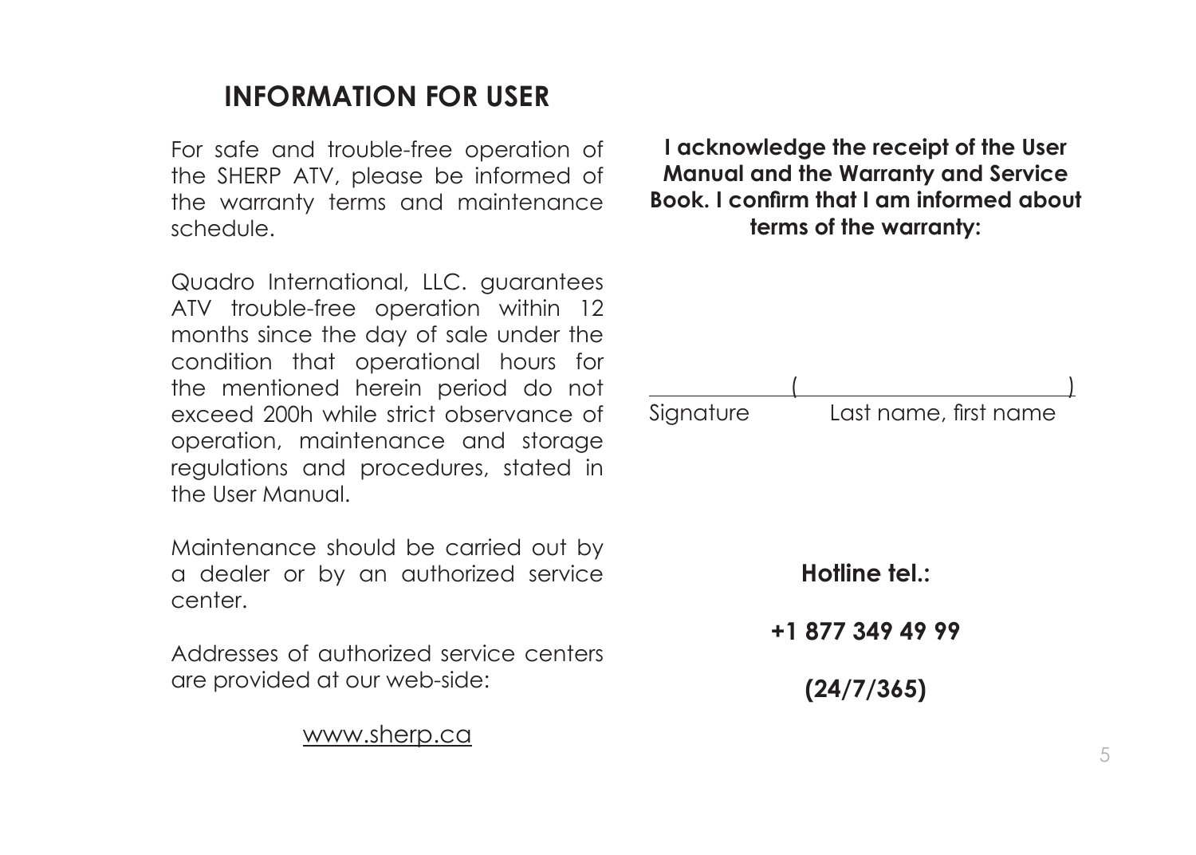# INFORMATION FOR USER

For safe and trouble-free operation of the SHERP ATV, please be informed of the warranty terms and maintenance schedule.

Quadro International, LLC. guarantees ATV trouble-free operation within 12 months since the day of sale under the condition that operational hours for the mentioned herein period do not exceed 200h while strict observance of operation, maintenance and storage regulations and procedures, stated in the User Manual.

Maintenance should be carried out by a dealer or by an authorized service center.

Addresses of authorized service centers are provided at our web-side:

www.sherp.ca

**I acknowledge the receipt of the User Manual and the Warranty and Service Book. I confirm that I am informed about terms of the warranty:**

\_\_\_\_\_\_\_\_\_\_\_\_ (\_\_\_\_\_\_\_\_\_\_\_\_\_\_\_\_\_\_\_\_\_\_\_\_)

Signature Last name, first name

**Hotline tel.:**

**+1 877 349 49 99**

**(24/7/365)**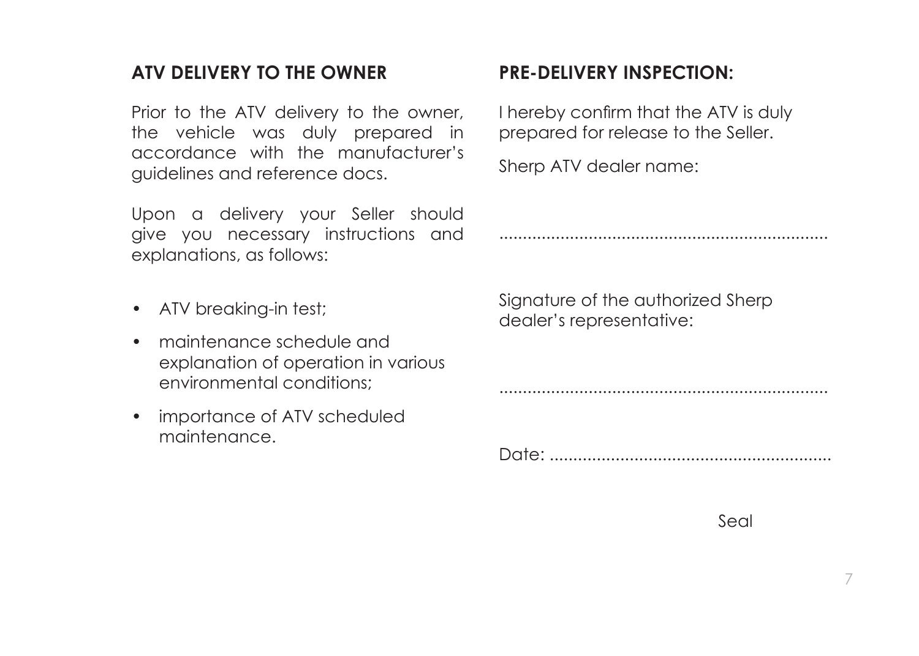## ATV DELIVERY TO THE OWNER

Prior to the ATV delivery to the owner, the vehicle was duly prepared in accordance with the manufacturer's guidelines and reference docs.

Upon a delivery your Seller should give you necessary instructions and explanations, as follows:

- ATV breaking-in test;
- maintenance schedule and explanation of operation in various environmental conditions;
- importance of ATV scheduled maintenance.

## PRE-DELIVERY INSPECTION:

I hereby confirm that the ATV is duly prepared for release to the Seller.

Sherp ATV dealer name:

.......................................................................

Signature of the authorized Sherp dealer's representative:

.......................................................................

Date: ............................................................

Seal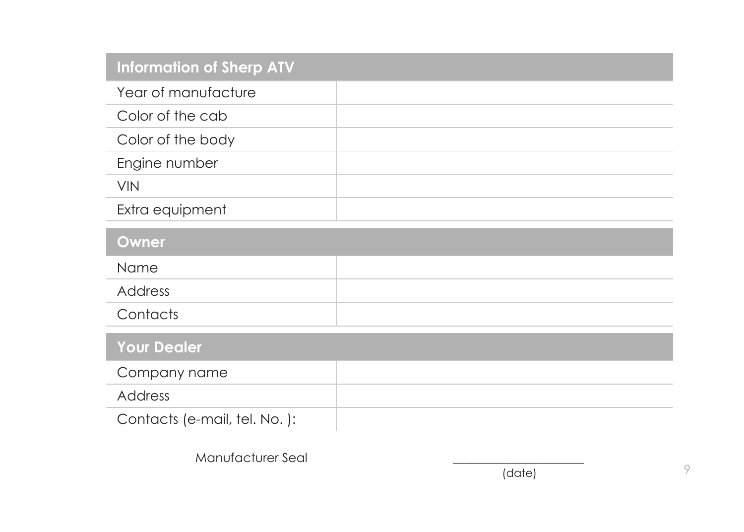| Information of Sherp ATV | |
|---|---|
| Year of manufacture | |
| Color of the cab | |
| Color of the body | |
| Engine number | |
| VIN | |
| Extra equipment | |

| Owner | |
|---|---|
| Name | |
| Address | |
| Contacts | |

| Your Dealer | |
|---|---|
| Company name | |
| Address | |
| Contacts (e-mail, tel. No. ): | |

Manufacturer Seal

_____________________
(date)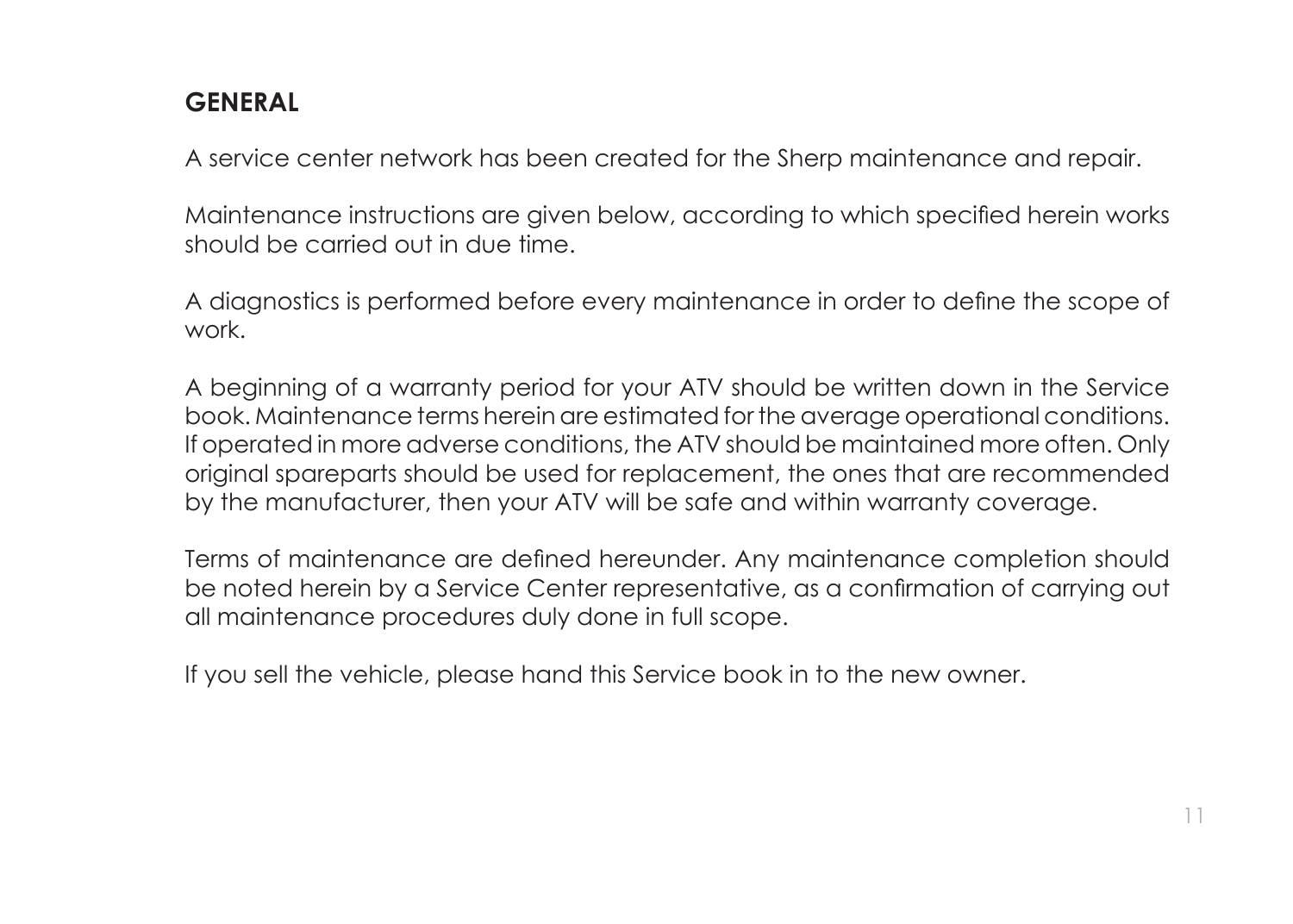## GENERAL

A service center network has been created for the Sherp maintenance and repair.

Maintenance instructions are given below, according to which specified herein works should be carried out in due time.

A diagnostics is performed before every maintenance in order to define the scope of work.

A beginning of a warranty period for your ATV should be written down in the Service book. Maintenance terms herein are estimated for the average operational conditions. If operated in more adverse conditions, the ATV should be maintained more often. Only original spareparts should be used for replacement, the ones that are recommended by the manufacturer, then your ATV will be safe and within warranty coverage.

Terms of maintenance are defined hereunder. Any maintenance completion should be noted herein by a Service Center representative, as a confirmation of carrying out all maintenance procedures duly done in full scope.

If you sell the vehicle, please hand this Service book in to the new owner.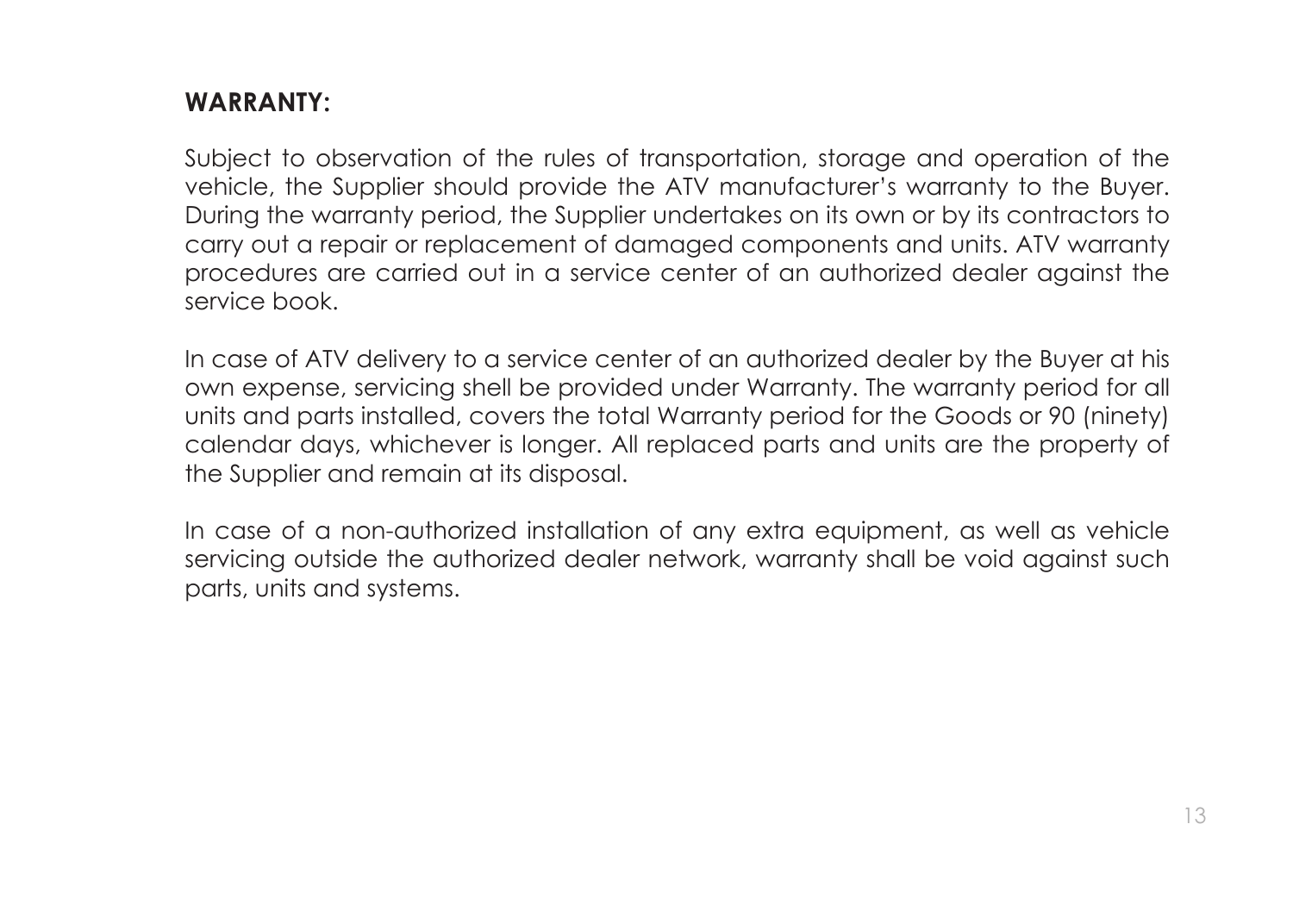**WARRANTY:**

Subject to observation of the rules of transportation, storage and operation of the vehicle, the Supplier should provide the ATV manufacturer's warranty to the Buyer. During the warranty period, the Supplier undertakes on its own or by its contractors to carry out a repair or replacement of damaged components and units. ATV warranty procedures are carried out in a service center of an authorized dealer against the service book.

In case of ATV delivery to a service center of an authorized dealer by the Buyer at his own expense, servicing shell be provided under Warranty. The warranty period for all units and parts installed, covers the total Warranty period for the Goods or 90 (ninety) calendar days, whichever is longer. All replaced parts and units are the property of the Supplier and remain at its disposal.

In case of a non-authorized installation of any extra equipment, as well as vehicle servicing outside the authorized dealer network, warranty shall be void against such parts, units and systems.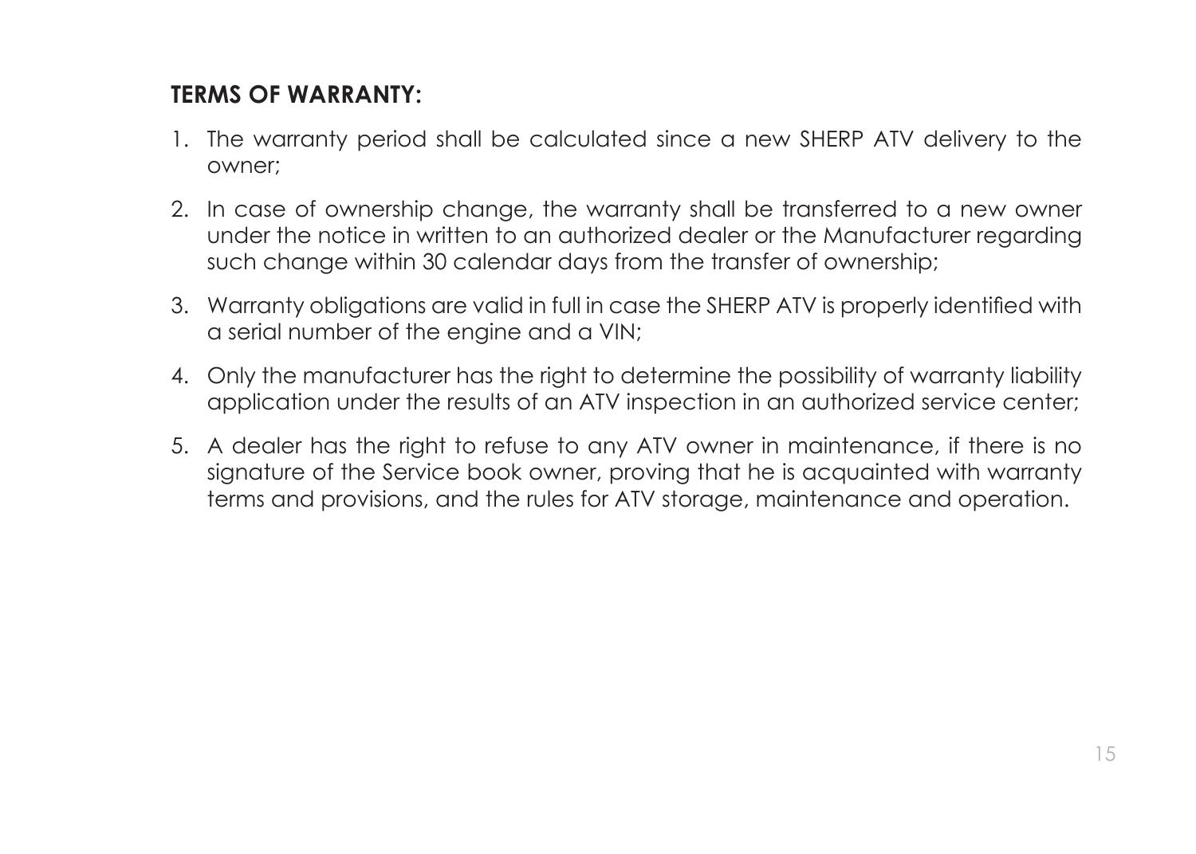**TERMS OF WARRANTY:**

1. The warranty period shall be calculated since a new SHERP ATV delivery to the owner;
2. In case of ownership change, the warranty shall be transferred to a new owner under the notice in written to an authorized dealer or the Manufacturer regarding such change within 30 calendar days from the transfer of ownership;
3. Warranty obligations are valid in full in case the SHERP ATV is properly identified with a serial number of the engine and a VIN;
4. Only the manufacturer has the right to determine the possibility of warranty liability application under the results of an ATV inspection in an authorized service center;
5. A dealer has the right to refuse to any ATV owner in maintenance, if there is no signature of the Service book owner, proving that he is acquainted with warranty terms and provisions, and the rules for ATV storage, maintenance and operation.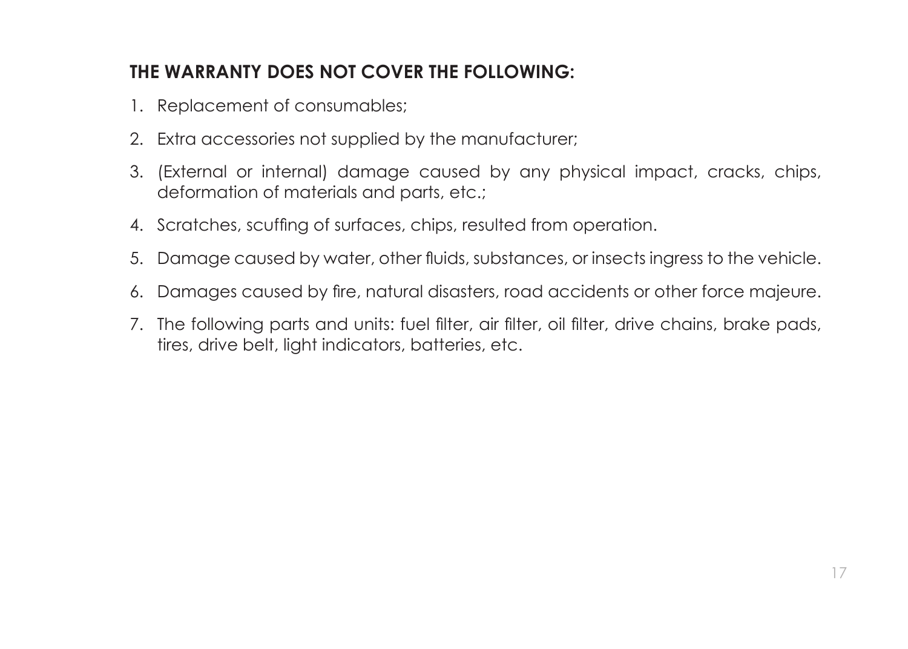## THE WARRANTY DOES NOT COVER THE FOLLOWING:

1. Replacement of consumables;
2. Extra accessories not supplied by the manufacturer;
3. (External or internal) damage caused by any physical impact, cracks, chips, deformation of materials and parts, etc.;
4. Scratches, scuffing of surfaces, chips, resulted from operation.
5. Damage caused by water, other fluids, substances, or insects ingress to the vehicle.
6. Damages caused by fire, natural disasters, road accidents or other force majeure.
7. The following parts and units: fuel filter, air filter, oil filter, drive chains, brake pads, tires, drive belt, light indicators, batteries, etc.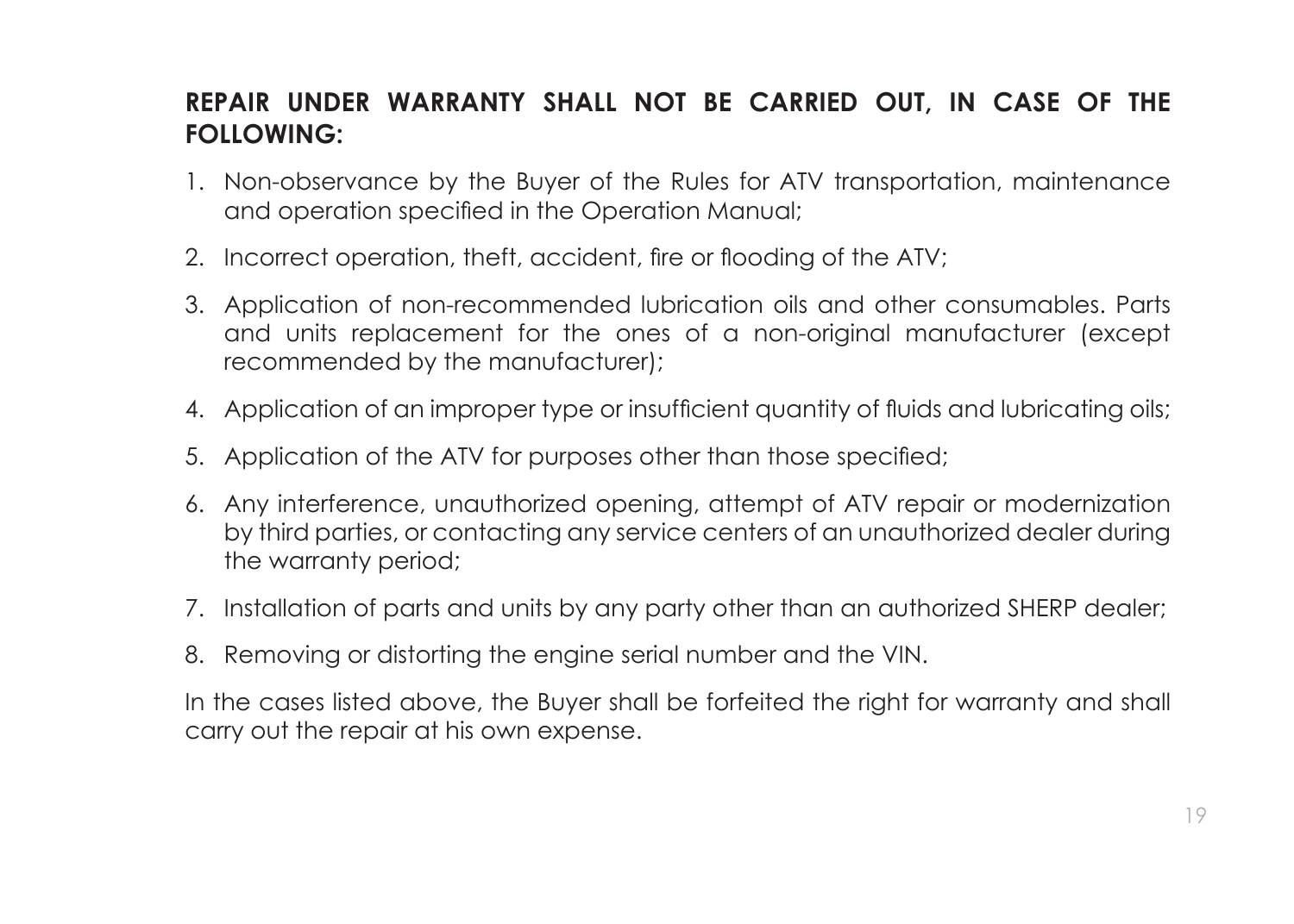**REPAIR UNDER WARRANTY SHALL NOT BE CARRIED OUT, IN CASE OF THE FOLLOWING:**

1. Non-observance by the Buyer of the Rules for ATV transportation, maintenance and operation specified in the Operation Manual;
2. Incorrect operation, theft, accident, fire or flooding of the ATV;
3. Application of non-recommended lubrication oils and other consumables. Parts and units replacement for the ones of a non-original manufacturer (except recommended by the manufacturer);
4. Application of an improper type or insufficient quantity of fluids and lubricating oils;
5. Application of the ATV for purposes other than those specified;
6. Any interference, unauthorized opening, attempt of ATV repair or modernization by third parties, or contacting any service centers of an unauthorized dealer during the warranty period;
7. Installation of parts and units by any party other than an authorized SHERP dealer;
8. Removing or distorting the engine serial number and the VIN.

In the cases listed above, the Buyer shall be forfeited the right for warranty and shall carry out the repair at his own expense.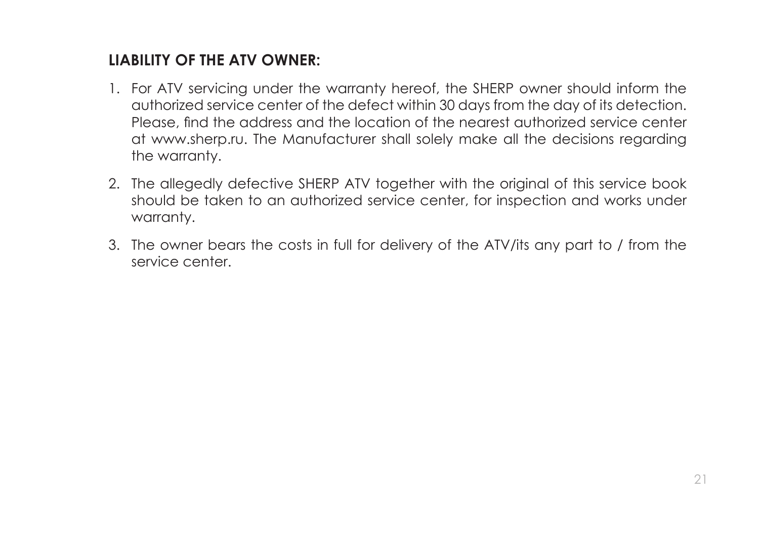**LIABILITY OF THE ATV OWNER:**

1. For ATV servicing under the warranty hereof, the SHERP owner should inform the authorized service center of the defect within 30 days from the day of its detection. Please, find the address and the location of the nearest authorized service center at www.sherp.ru. The Manufacturer shall solely make all the decisions regarding the warranty.

2. The allegedly defective SHERP ATV together with the original of this service book should be taken to an authorized service center, for inspection and works under warranty.

3. The owner bears the costs in full for delivery of the ATV/its any part to / from the service center.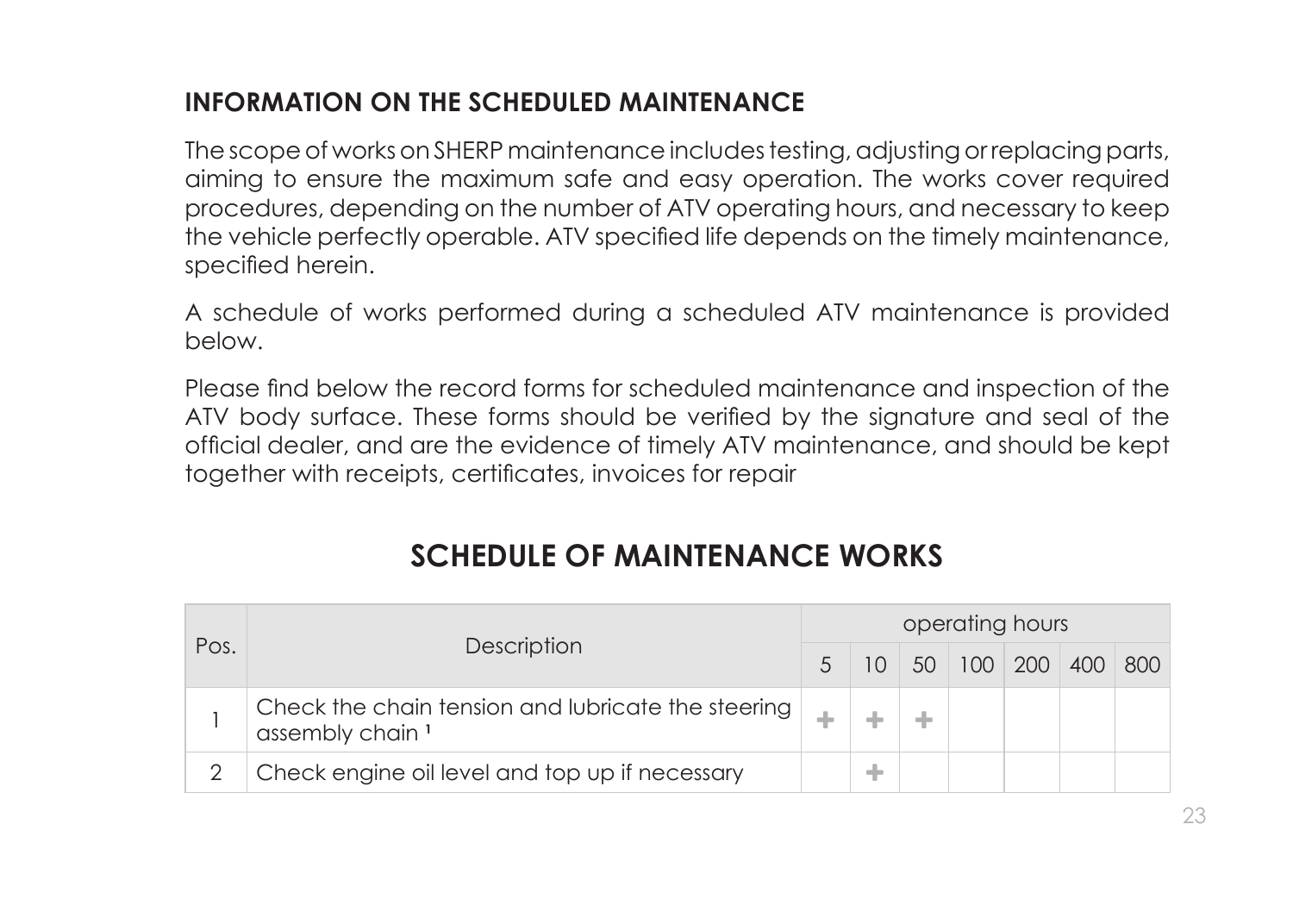## INFORMATION ON THE SCHEDULED MAINTENANCE

The scope of works on SHERP maintenance includes testing, adjusting or replacing parts, aiming to ensure the maximum safe and easy operation. The works cover required procedures, depending on the number of ATV operating hours, and necessary to keep the vehicle perfectly operable. ATV specified life depends on the timely maintenance, specified herein.

A schedule of works performed during a scheduled ATV maintenance is provided below.

Please find below the record forms for scheduled maintenance and inspection of the ATV body surface. These forms should be verified by the signature and seal of the official dealer, and are the evidence of timely ATV maintenance, and should be kept together with receipts, certificates, invoices for repair

## SCHEDULE OF MAINTENANCE WORKS

| Pos. | Description | operating hours | | | | | | |
|---|---|---|---|---|---|---|---|---|
| | | 5 | 10 | 50 | 100 | 200 | 400 | 800 |
| 1 | Check the chain tension and lubricate the steering assembly chain [1] | + | + | + | | | | |
| 2 | Check engine oil level and top up if necessary | | + | | | | | |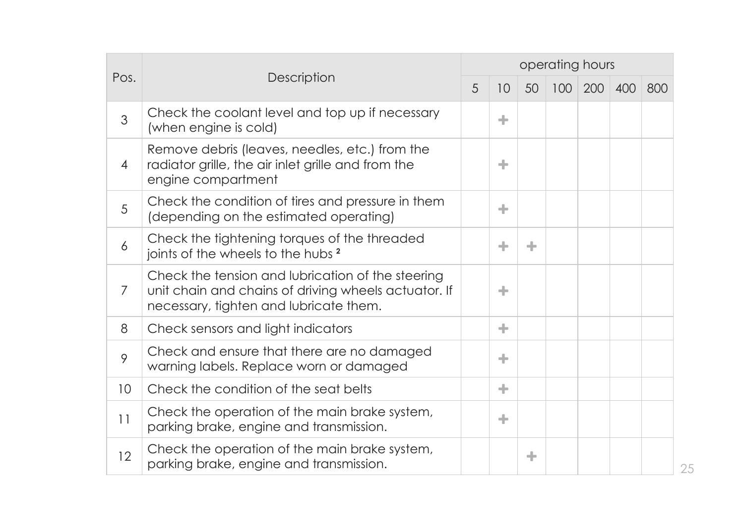| Pos. | Description | operating hours | | | | | | |
|---|---|---|---|---|---|---|---|---|
| | | 5 | 10 | 50 | 100 | 200 | 400 | 800 |
| 3 | Check the coolant level and top up if necessary (when engine is cold) | | + | | | | | |
| 4 | Remove debris (leaves, needles, etc.) from the radiator grille, the air inlet grille and from the engine compartment | | + | | | | | |
| 5 | Check the condition of tires and pressure in them (depending on the estimated operating) | | + | | | | | |
| 6 | Check the tightening torques of the threaded joints of the wheels to the hubs [2] | | + | + | | | | |
| 7 | Check the tension and lubrication of the steering unit chain and chains of driving wheels actuator. If necessary, tighten and lubricate them. | | + | | | | | |
| 8 | Check sensors and light indicators | | + | | | | | |
| 9 | Check and ensure that there are no damaged warning labels. Replace worn or damaged | | + | | | | | |
| 10 | Check the condition of the seat belts | | + | | | | | |
| 11 | Check the operation of the main brake system, parking brake, engine and transmission. | | + | | | | | |
| 12 | Check the operation of the main brake system, parking brake, engine and transmission. | | | + | | | | |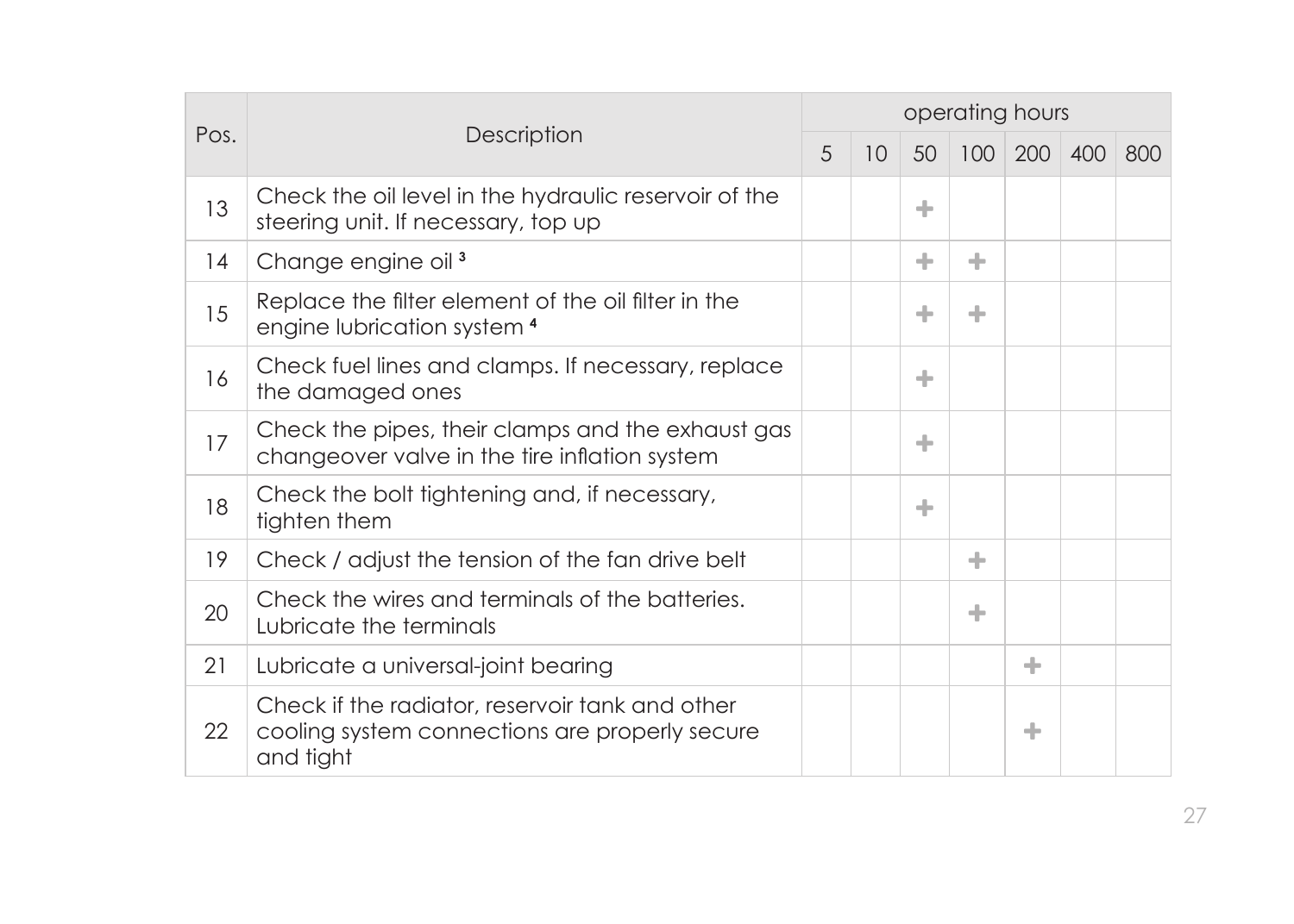| Pos. | Description | operating hours | | | | | | |
|---|---|---|---|---|---|---|---|---|
| | | 5 | 10 | 50 | 100 | 200 | 400 | 800 |
| 13 | Check the oil level in the hydraulic reservoir of the steering unit. If necessary, top up | | | + | | | | |
| 14 | Change engine oil [3] | | | + | + | | | |
| 15 | Replace the filter element of the oil filter in the engine lubrication system [4] | | | + | + | | | |
| 16 | Check fuel lines and clamps. If necessary, replace the damaged ones | | | + | | | | |
| 17 | Check the pipes, their clamps and the exhaust gas changeover valve in the tire inflation system | | | + | | | | |
| 18 | Check the bolt tightening and, if necessary, tighten them | | | + | | | | |
| 19 | Check / adjust the tension of the fan drive belt | | | | + | | | |
| 20 | Check the wires and terminals of the batteries. Lubricate the terminals | | | | + | | | |
| 21 | Lubricate a universal-joint bearing | | | | | + | | |
| 22 | Check if the radiator, reservoir tank and other cooling system connections are properly secure and tight | | | | | + | | |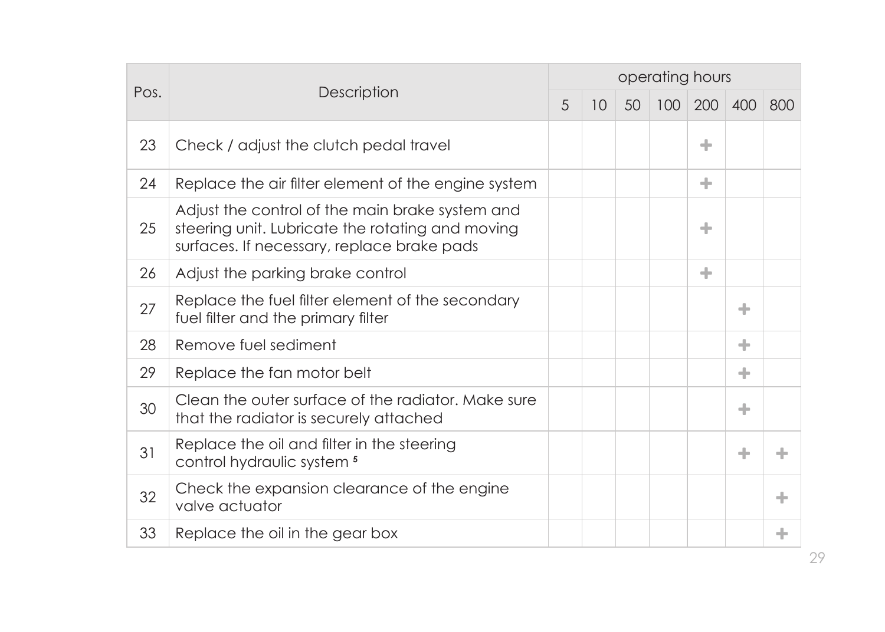| Pos. | Description | operating hours | | | | | | |
|---|---|---|---|---|---|---|---|---|
| | | 5 | 10 | 50 | 100 | 200 | 400 | 800 |
| 23 | Check / adjust the clutch pedal travel | | | | | + | | |
| 24 | Replace the air filter element of the engine system | | | | | + | | |
| 25 | Adjust the control of the main brake system and steering unit. Lubricate the rotating and moving surfaces. If necessary, replace brake pads | | | | | + | | |
| 26 | Adjust the parking brake control | | | | | + | | |
| 27 | Replace the fuel filter element of the secondary fuel filter and the primary filter | | | | | | + | |
| 28 | Remove fuel sediment | | | | | | + | |
| 29 | Replace the fan motor belt | | | | | | + | |
| 30 | Clean the outer surface of the radiator. Make sure that the radiator is securely attached | | | | | | + | |
| 31 | Replace the oil and filter in the steering control hydraulic system [5] | | | | | | + | + |
| 32 | Check the expansion clearance of the engine valve actuator | | | | | | | + |
| 33 | Replace the oil in the gear box | | | | | | | + |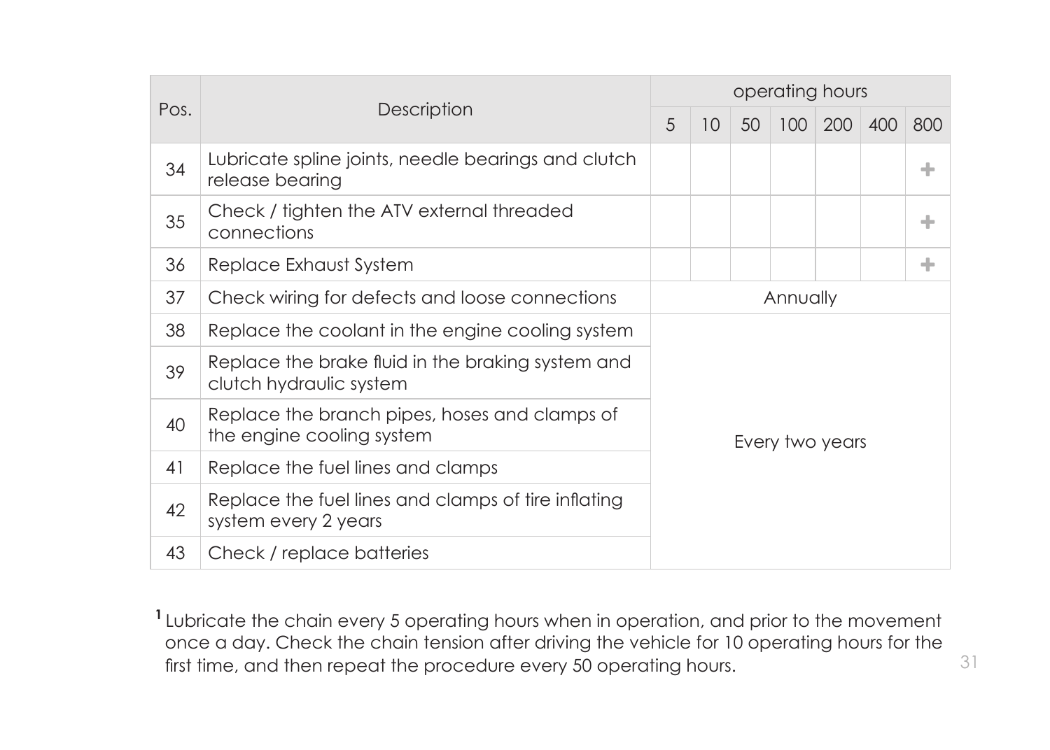| Pos. | Description | operating hours | | | | | | |
|---|---|---|---|---|---|---|---|---|
| | | 5 | 10 | 50 | 100 | 200 | 400 | 800 |
| 34 | Lubricate spline joints, needle bearings and clutch release bearing | | | | | | | + |
| 35 | Check / tighten the ATV external threaded connections | | | | | | | + |
| 36 | Replace Exhaust System | | | | | | | + |
| 37 | Check wiring for defects and loose connections | Annually | | | | | | |
| 38 | Replace the coolant in the engine cooling system | Every two years | | | | | | |
| 39 | Replace the brake fluid in the braking system and clutch hydraulic system | Every two years | | | | | | |
| 40 | Replace the branch pipes, hoses and clamps of the engine cooling system | Every two years | | | | | | |
| 41 | Replace the fuel lines and clamps | Every two years | | | | | | |
| 42 | Replace the fuel lines and clamps of tire inflating system every 2 years | Every two years | | | | | | |
| 43 | Check / replace batteries | Every two years | | | | | | |

[1] Lubricate the chain every 5 operating hours when in operation, and prior to the movement once a day. Check the chain tension after driving the vehicle for 10 operating hours for the first time, and then repeat the procedure every 50 operating hours.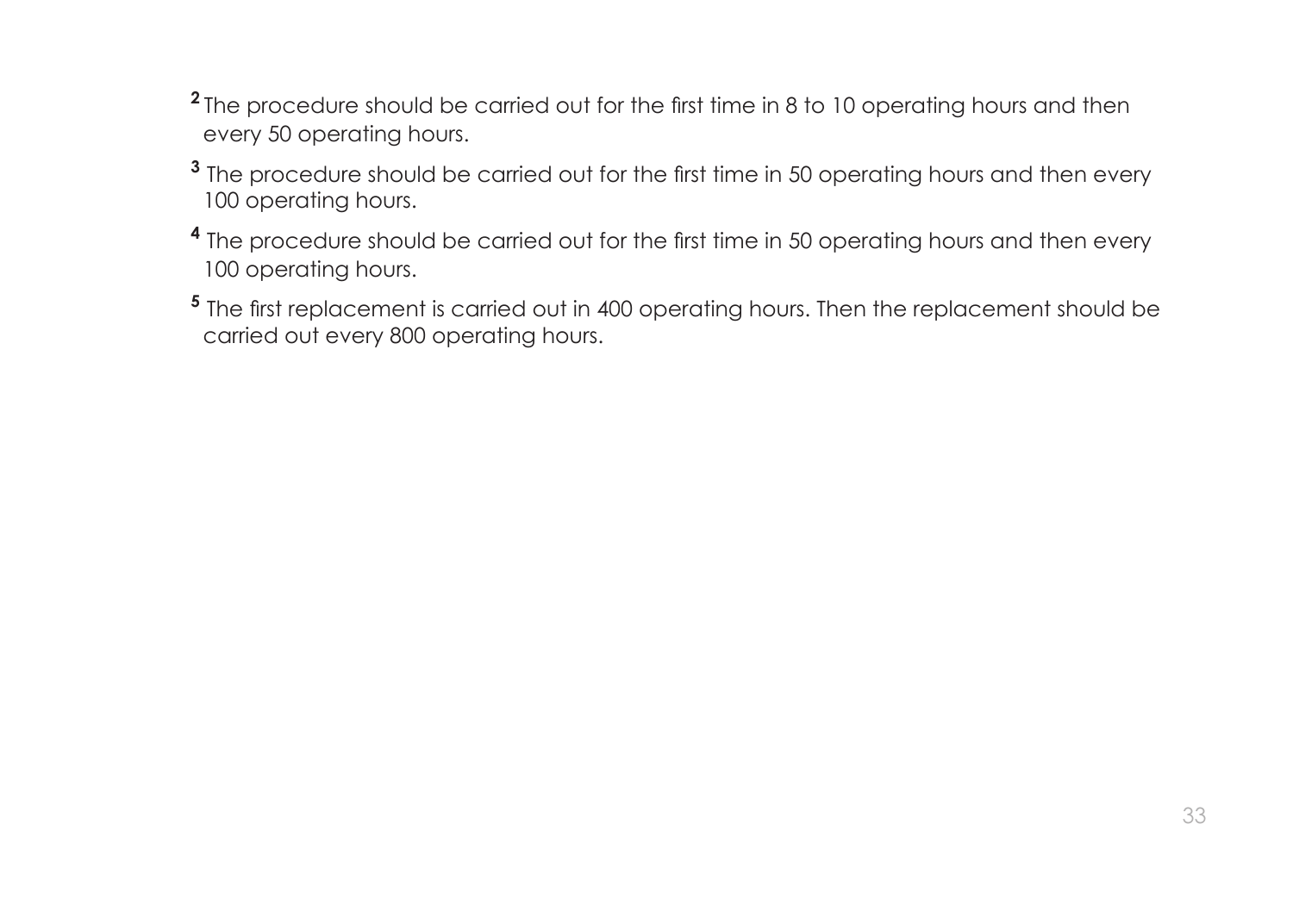[2] The procedure should be carried out for the first time in 8 to 10 operating hours and then every 50 operating hours.

[3] The procedure should be carried out for the first time in 50 operating hours and then every 100 operating hours.

[4] The procedure should be carried out for the first time in 50 operating hours and then every 100 operating hours.

[5] The first replacement is carried out in 400 operating hours. Then the replacement should be carried out every 800 operating hours.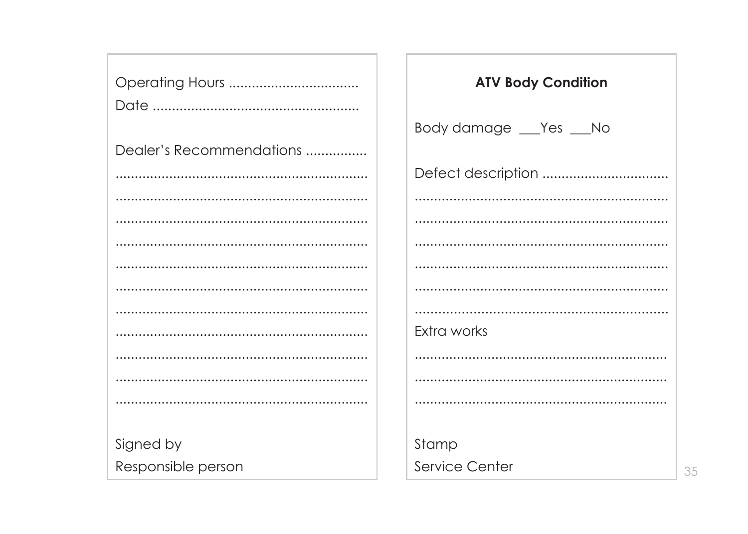Operating Hours ..................................

Date ......................................................

Dealer's Recommendations ................

...................................................................

...................................................................

...................................................................

...................................................................

...................................................................

...................................................................

...................................................................

...................................................................

...................................................................

...................................................................

...................................................................

Signed by

Responsible person

**ATV Body Condition**

Body damage ___Yes ___No

Defect description .................................

...................................................................

...................................................................

...................................................................

...................................................................

...................................................................

...................................................................

Extra works

...................................................................

...................................................................

...................................................................

Stamp

Service Center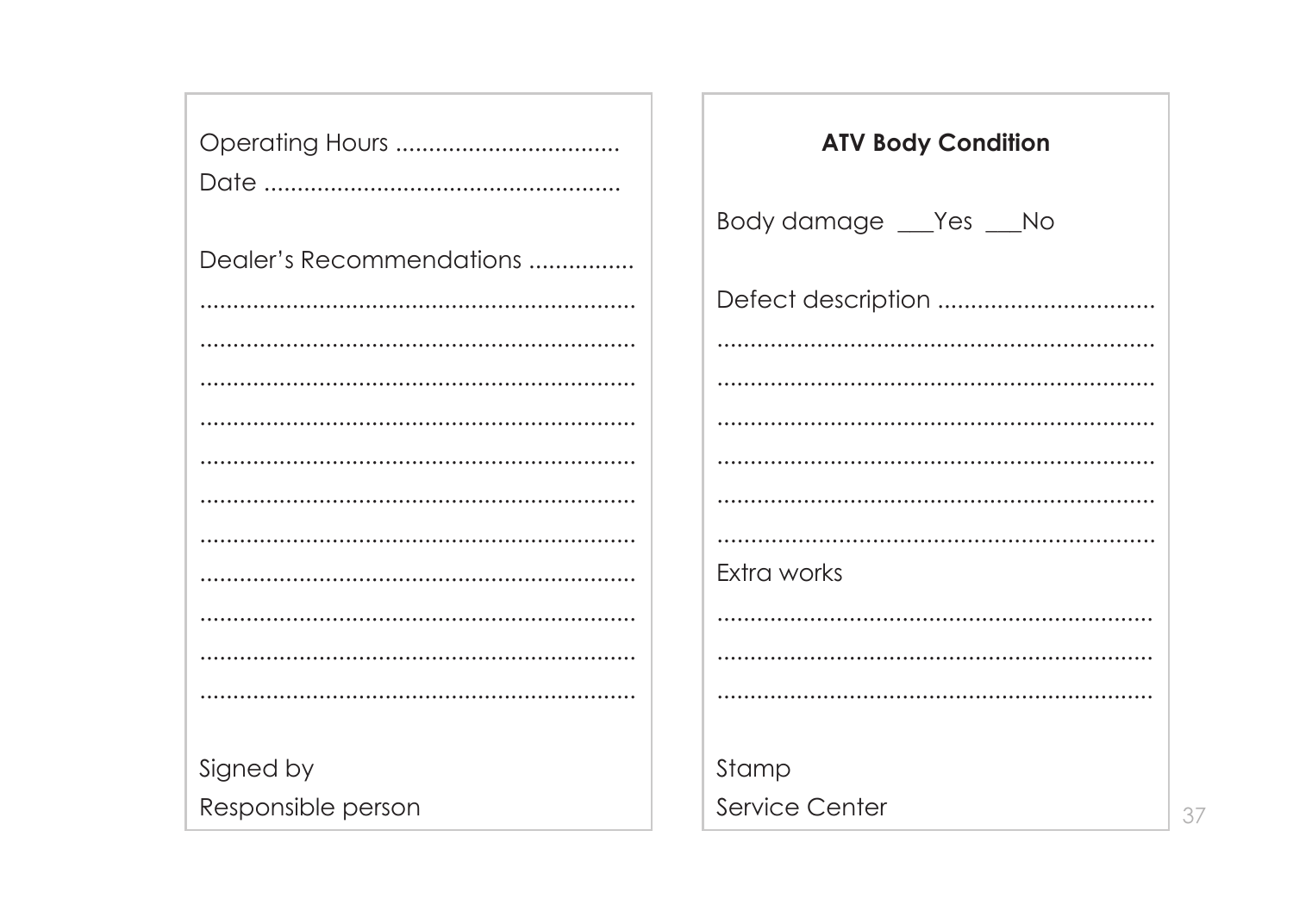Operating Hours ..................................

Date ......................................................

Dealer's Recommendations ................

...................................................................

...................................................................

...................................................................

...................................................................

...................................................................

...................................................................

...................................................................

...................................................................

...................................................................

...................................................................

...................................................................

Signed by

Responsible person

### ATV Body Condition

Body damage ___Yes ___No

Defect description ................................

...................................................................

...................................................................

...................................................................

...................................................................

...................................................................

...................................................................

Extra works

...................................................................

...................................................................

...................................................................

Stamp

Service Center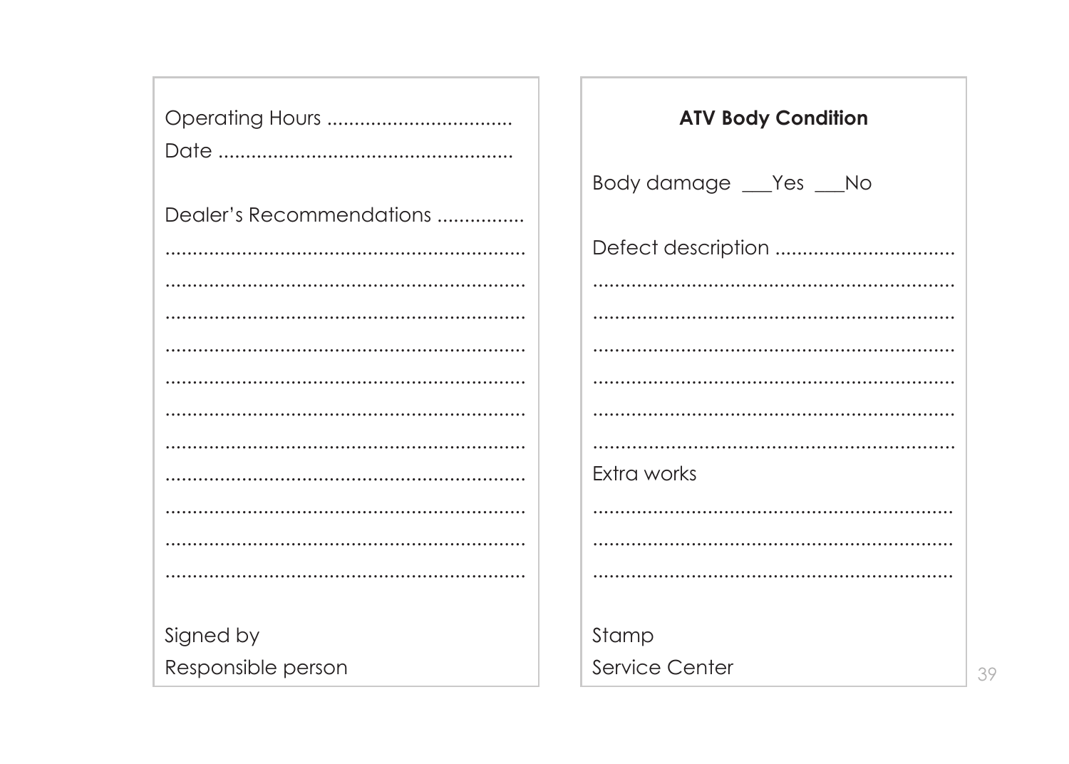Operating Hours ..................................

Date ......................................................

Dealer's Recommendations ................

...................................................................

...................................................................

...................................................................

...................................................................

...................................................................

...................................................................

...................................................................

...................................................................

...................................................................

...................................................................

...................................................................

Signed by

Responsible person

**ATV Body Condition**

Body damage ___Yes ___No

Defect description ................................

...................................................................

...................................................................

...................................................................

...................................................................

...................................................................

...................................................................

Extra works

...................................................................

...................................................................

...................................................................

Stamp

Service Center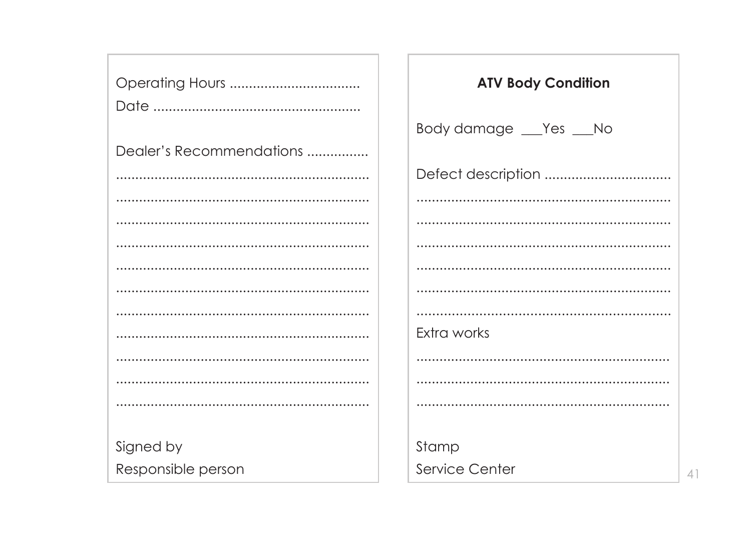Operating Hours ..................................

Date ......................................................

Dealer's Recommendations ................

...................................................................

...................................................................

...................................................................

...................................................................

...................................................................

...................................................................

...................................................................

...................................................................

...................................................................

...................................................................

...................................................................

Signed by

Responsible person

**ATV Body Condition**

Body damage ___Yes ___No

Defect description ................................

...................................................................

...................................................................

...................................................................

...................................................................

...................................................................

...................................................................

Extra works

...................................................................

...................................................................

...................................................................

Stamp

Service Center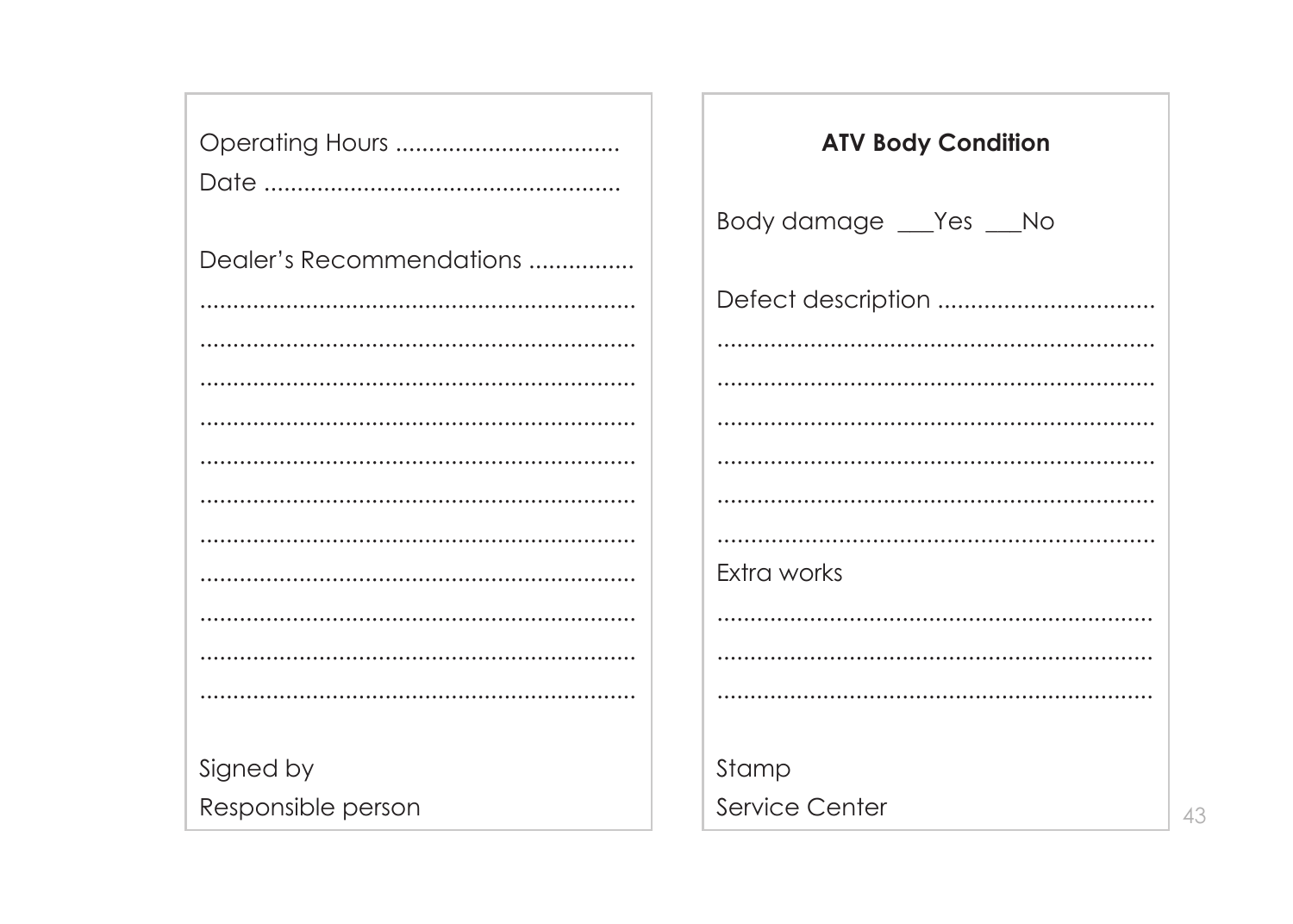Operating Hours ..................................

Date ......................................................

Dealer's Recommendations ................

...................................................................

...................................................................

...................................................................

...................................................................

...................................................................

...................................................................

...................................................................

...................................................................

...................................................................

...................................................................

...................................................................

Signed by

Responsible person

**ATV Body Condition**

Body damage ___Yes ___No

Defect description ................................

...................................................................

...................................................................

...................................................................

...................................................................

...................................................................

...................................................................

Extra works

...................................................................

...................................................................

...................................................................

Stamp

Service Center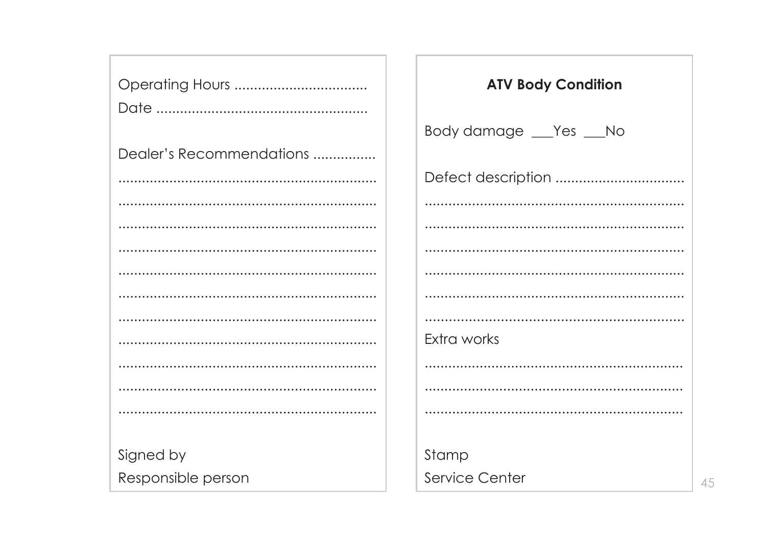Operating Hours ..................................

Date ......................................................

Dealer's Recommendations ................

...................................................................

...................................................................

...................................................................

...................................................................

...................................................................

...................................................................

...................................................................

...................................................................

...................................................................

...................................................................

...................................................................

Signed by

Responsible person

### ATV Body Condition

Body damage ___Yes ___No

Defect description ................................

...................................................................

...................................................................

...................................................................

...................................................................

...................................................................

...................................................................

Extra works

...................................................................

...................................................................

...................................................................

Stamp

Service Center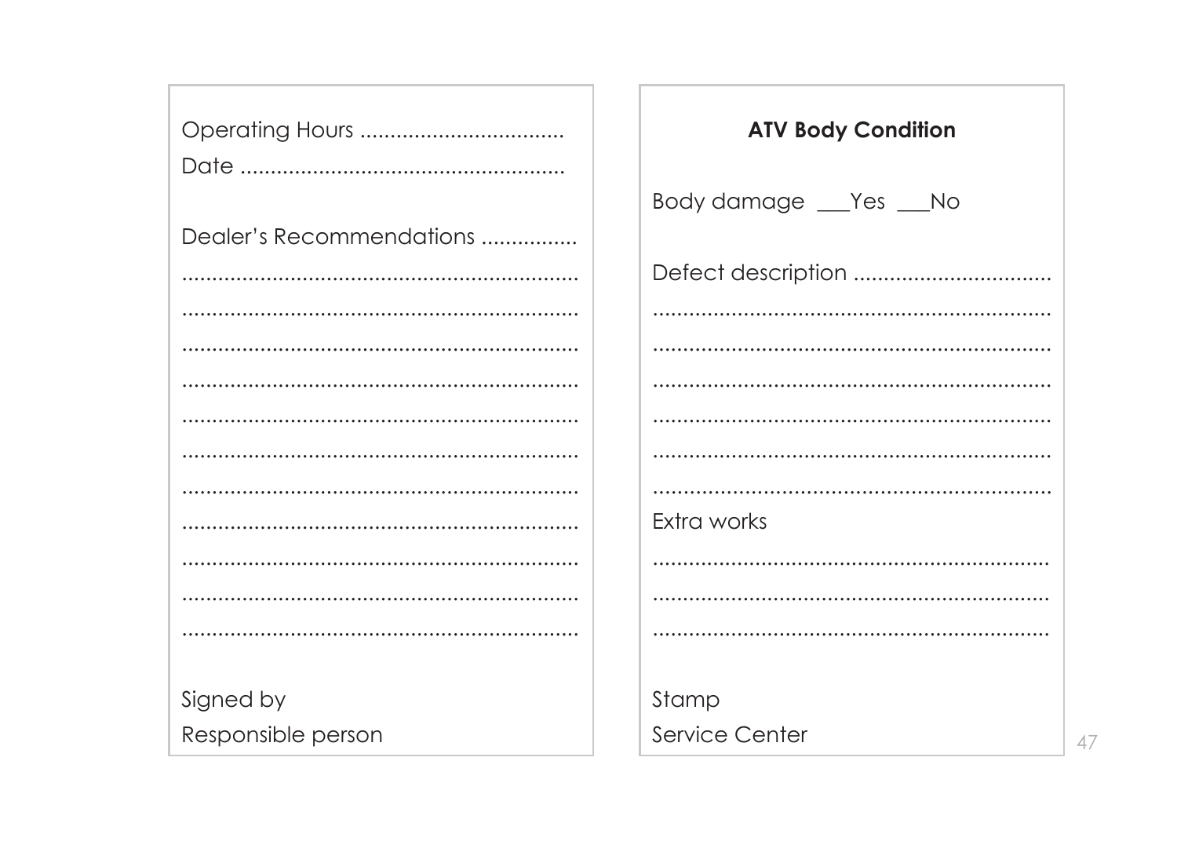Operating Hours ..................................

Date ......................................................

Dealer's Recommendations ................

..................................................................

..................................................................

..................................................................

..................................................................

..................................................................

..................................................................

..................................................................

..................................................................

..................................................................

..................................................................

..................................................................

Signed by

Responsible person

**ATV Body Condition**

Body damage ___Yes ___No

Defect description ................................

..................................................................

..................................................................

..................................................................

..................................................................

..................................................................

..................................................................

Extra works

..................................................................

..................................................................

..................................................................

Stamp

Service Center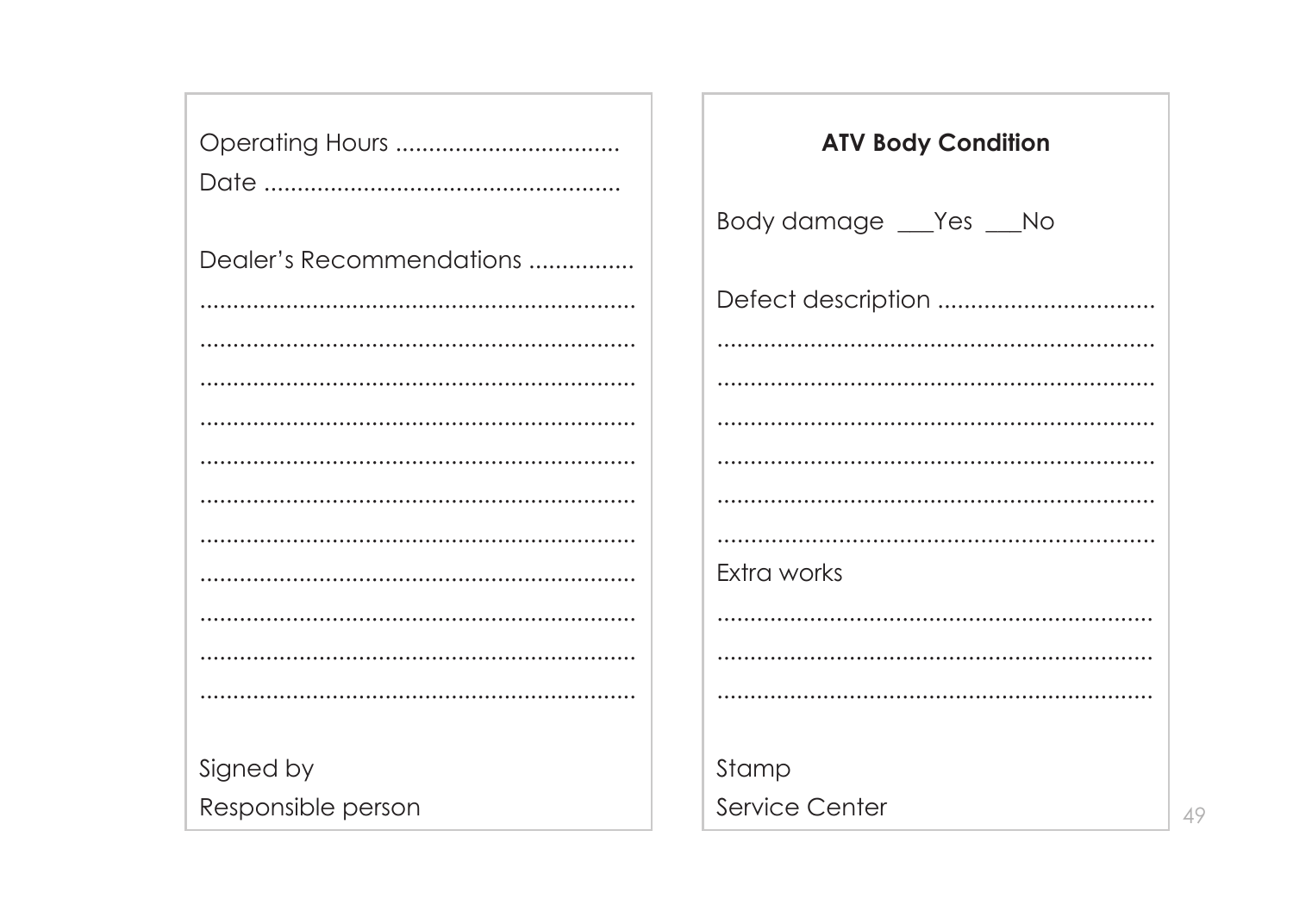Operating Hours ..................................

Date ......................................................

Dealer's Recommendations ................

..................................................................

..................................................................

..................................................................

..................................................................

..................................................................

..................................................................

..................................................................

..................................................................

..................................................................

..................................................................

..................................................................

Signed by

Responsible person

**ATV Body Condition**

Body damage ___Yes ___No

Defect description ................................

..................................................................

..................................................................

..................................................................

..................................................................

..................................................................

..................................................................

Extra works

..................................................................

..................................................................

..................................................................

Stamp

Service Center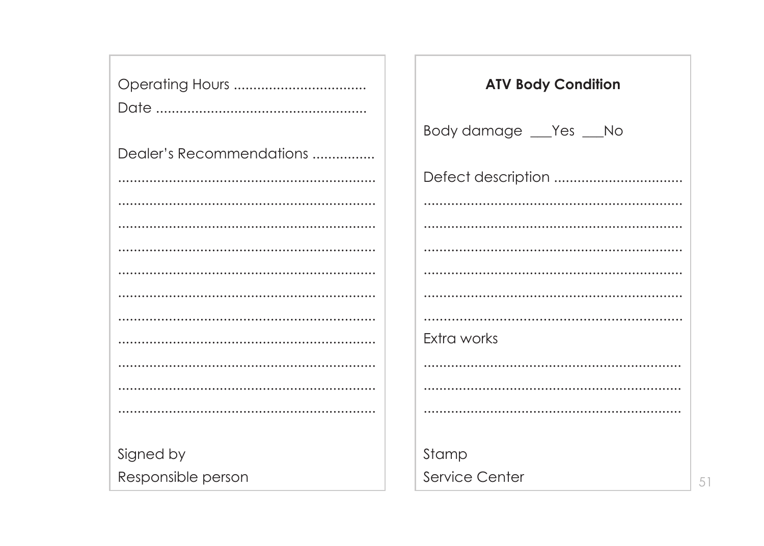Operating Hours ..................................

Date ......................................................

Dealer's Recommendations ................

...................................................................

...................................................................

...................................................................

...................................................................

...................................................................

...................................................................

...................................................................

...................................................................

...................................................................

...................................................................

...................................................................

Signed by

Responsible person

**ATV Body Condition**

Body damage ___Yes ___No

Defect description ................................

...................................................................

...................................................................

...................................................................

...................................................................

...................................................................

...................................................................

Extra works

...................................................................

...................................................................

...................................................................

Stamp

Service Center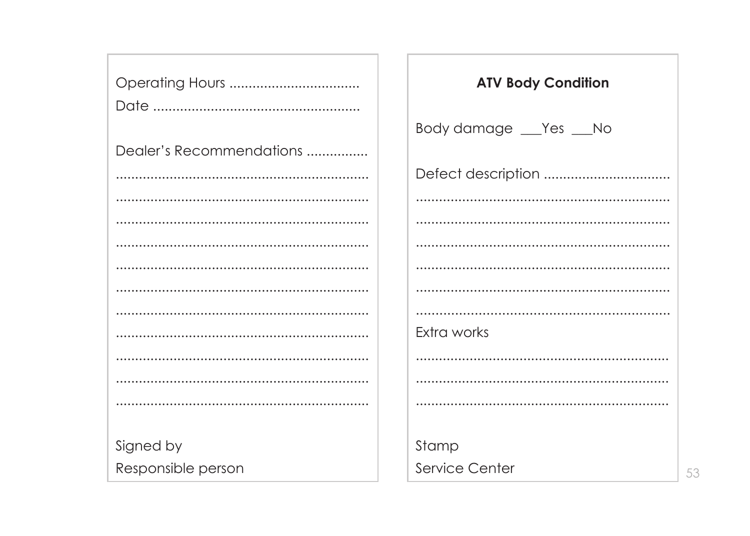Operating Hours ..................................

Date ......................................................

Dealer's Recommendations ................

...................................................................

...................................................................

...................................................................

...................................................................

...................................................................

...................................................................

...................................................................

...................................................................

...................................................................

...................................................................

...................................................................

Signed by

Responsible person

**ATV Body Condition**

Body damage ___Yes ___No

Defect description ................................

...................................................................

...................................................................

...................................................................

...................................................................

...................................................................

...................................................................

Extra works

...................................................................

...................................................................

...................................................................

Stamp

Service Center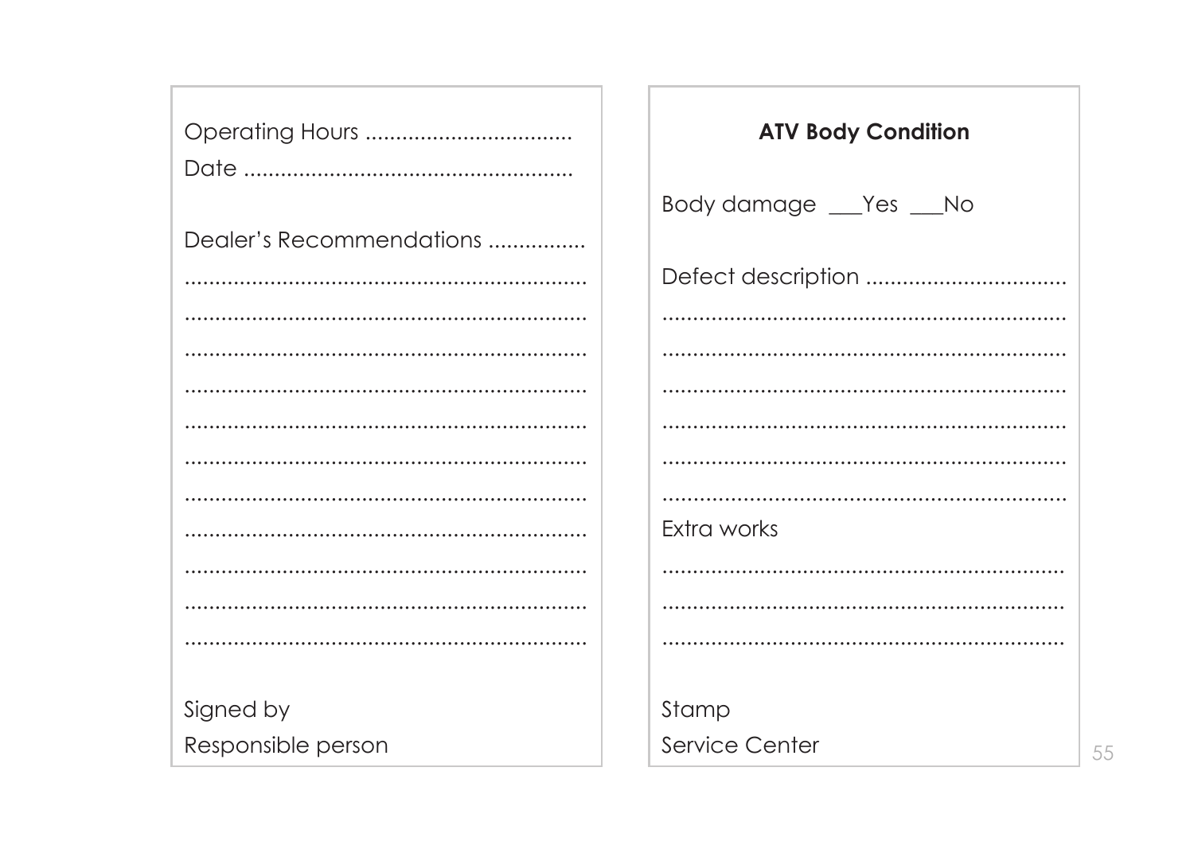Operating Hours ..................................

Date ......................................................

Dealer's Recommendations ................

...................................................................

...................................................................

...................................................................

...................................................................

...................................................................

...................................................................

...................................................................

...................................................................

...................................................................

...................................................................

...................................................................

Signed by

Responsible person

**ATV Body Condition**

Body damage ___Yes ___No

Defect description ................................

...................................................................

...................................................................

...................................................................

...................................................................

...................................................................

...................................................................

Extra works

...................................................................

...................................................................

...................................................................

Stamp

Service Center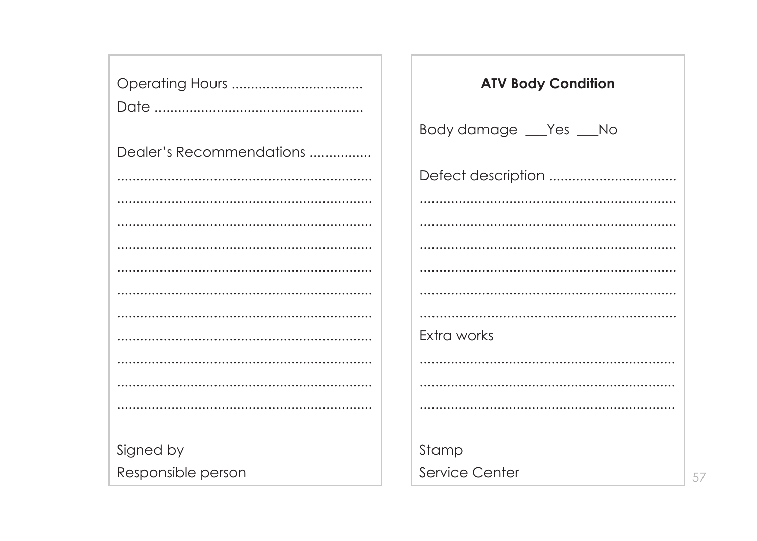Operating Hours ..................................
Date ......................................................

Dealer's Recommendations ................
...................................................................
...................................................................
...................................................................
...................................................................
...................................................................
...................................................................
...................................................................
...................................................................
...................................................................
...................................................................
...................................................................

Signed by
Responsible person

**ATV Body Condition**

Body damage ___Yes ___No

Defect description ................................
...................................................................
...................................................................
...................................................................
...................................................................
...................................................................
...................................................................

Extra works
...................................................................
...................................................................
...................................................................

Stamp
Service Center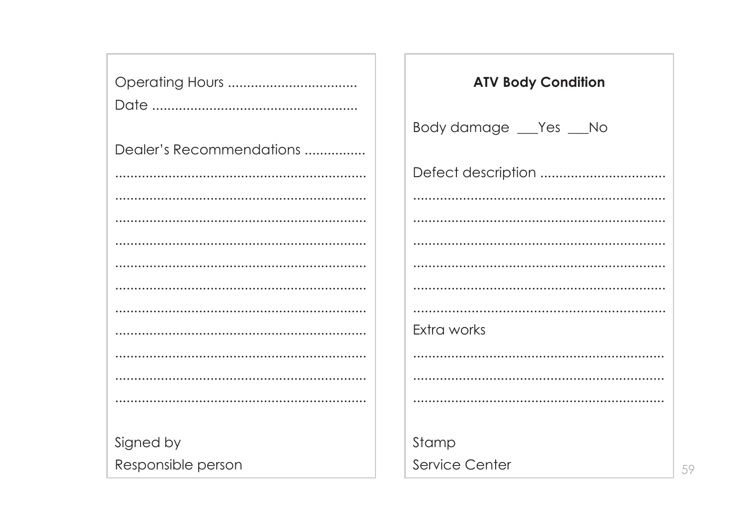Operating Hours ..................................

Date ......................................................

Dealer's Recommendations ................

..................................................................

..................................................................

..................................................................

..................................................................

..................................................................

..................................................................

..................................................................

..................................................................

..................................................................

..................................................................

..................................................................

Signed by

Responsible person

**ATV Body Condition**

Body damage ___Yes ___No

Defect description ................................

..................................................................

..................................................................

..................................................................

..................................................................

..................................................................

..................................................................

Extra works

..................................................................

..................................................................

..................................................................

Stamp

Service Center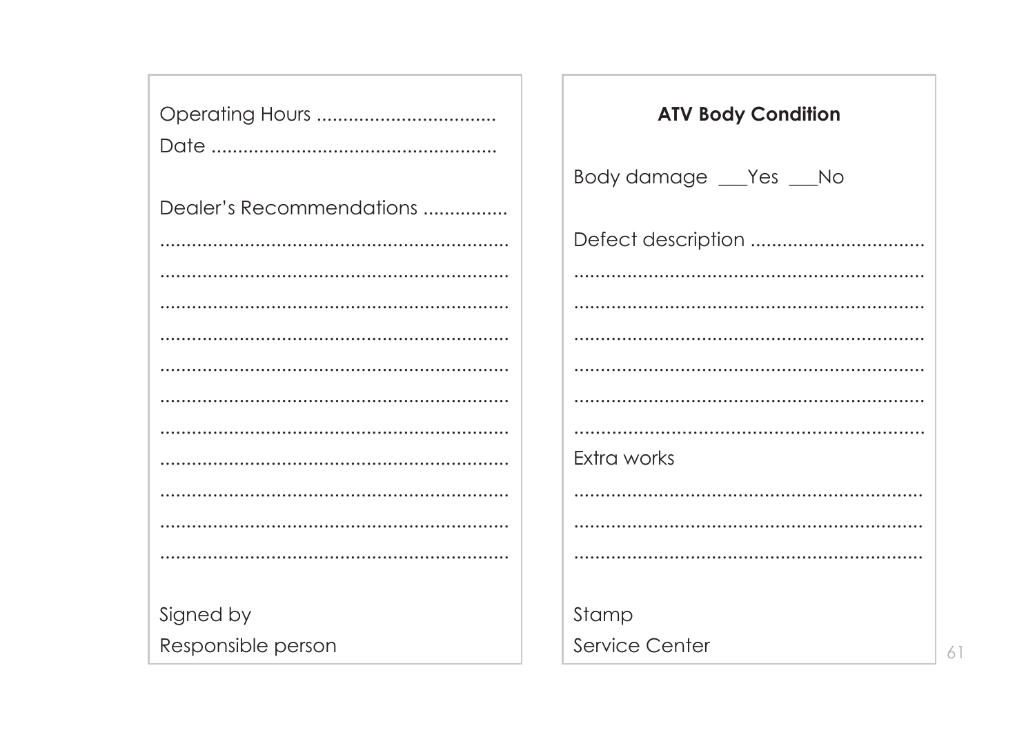Operating Hours ..................................

Date ......................................................

Dealer's Recommendations ................

..................................................................

..................................................................

..................................................................

..................................................................

..................................................................

..................................................................

..................................................................

..................................................................

..................................................................

..................................................................

..................................................................

Signed by

Responsible person

**ATV Body Condition**

Body damage ___Yes ___No

Defect description ................................

..................................................................

..................................................................

..................................................................

..................................................................

..................................................................

..................................................................

Extra works

..................................................................

..................................................................

..................................................................

Stamp

Service Center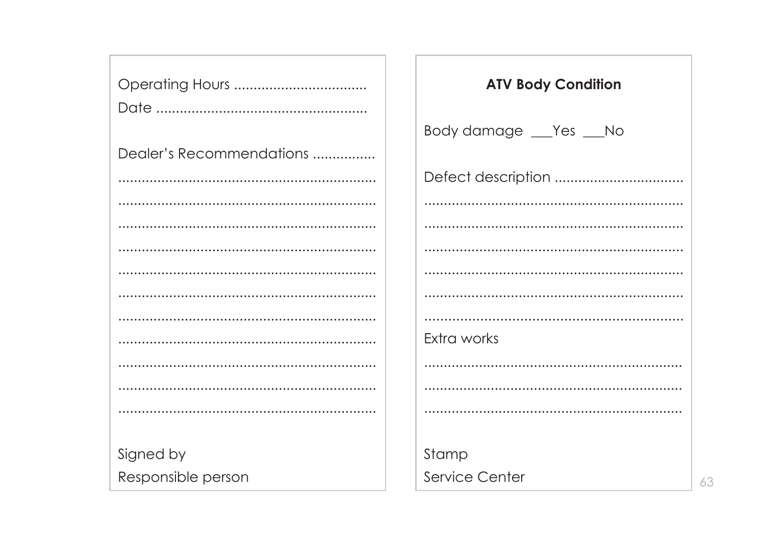Operating Hours ..................................

Date ......................................................

Dealer's Recommendations ................

..................................................................

..................................................................

..................................................................

..................................................................

..................................................................

..................................................................

..................................................................

..................................................................

..................................................................

..................................................................

..................................................................

Signed by

Responsible person

**ATV Body Condition**

Body damage ___Yes ___No

Defect description ................................

..................................................................

..................................................................

..................................................................

..................................................................

..................................................................

..................................................................

Extra works

..................................................................

..................................................................

..................................................................

Stamp

Service Center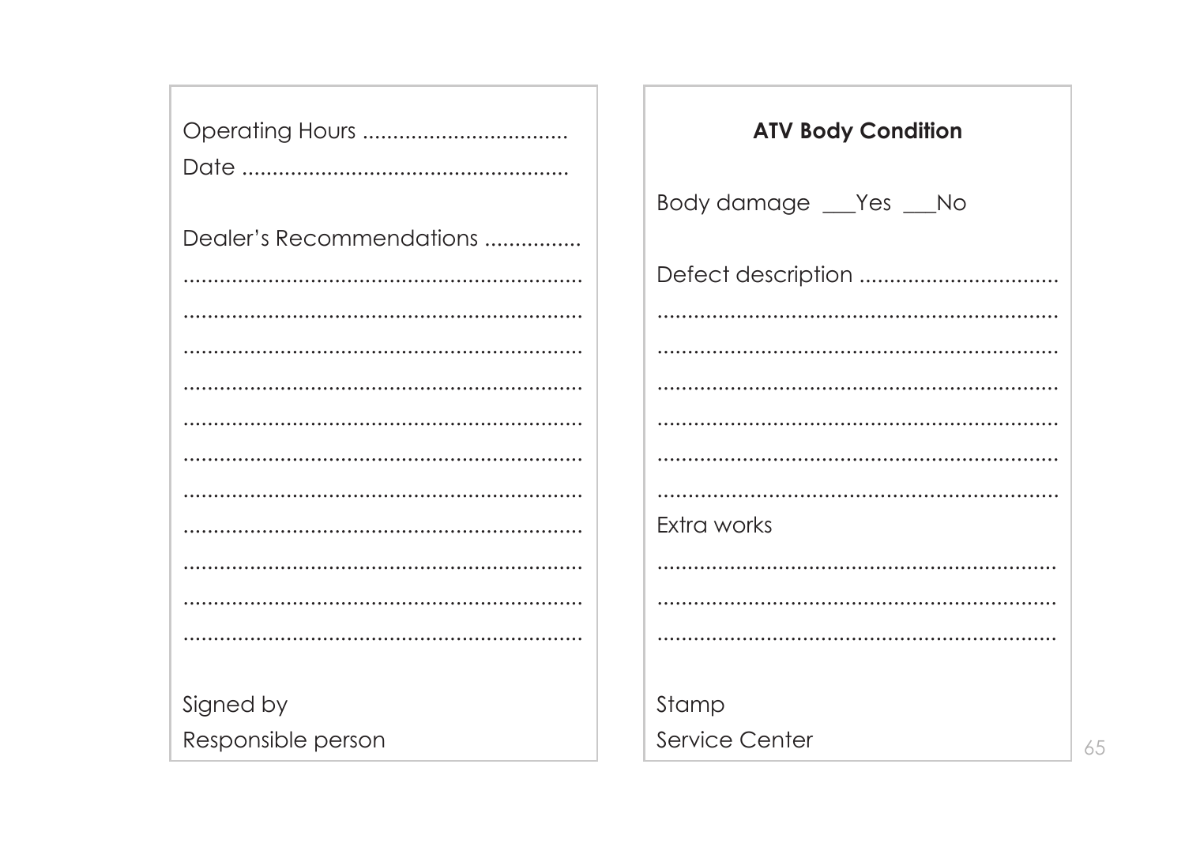Operating Hours ..................................

Date ......................................................

Dealer's Recommendations ................

...................................................................

...................................................................

...................................................................

...................................................................

...................................................................

...................................................................

...................................................................

...................................................................

...................................................................

...................................................................

...................................................................

Signed by

Responsible person

**ATV Body Condition**

Body damage ___Yes ___No

Defect description ................................

...................................................................

...................................................................

...................................................................

...................................................................

...................................................................

...................................................................

Extra works

...................................................................

...................................................................

...................................................................

Stamp

Service Center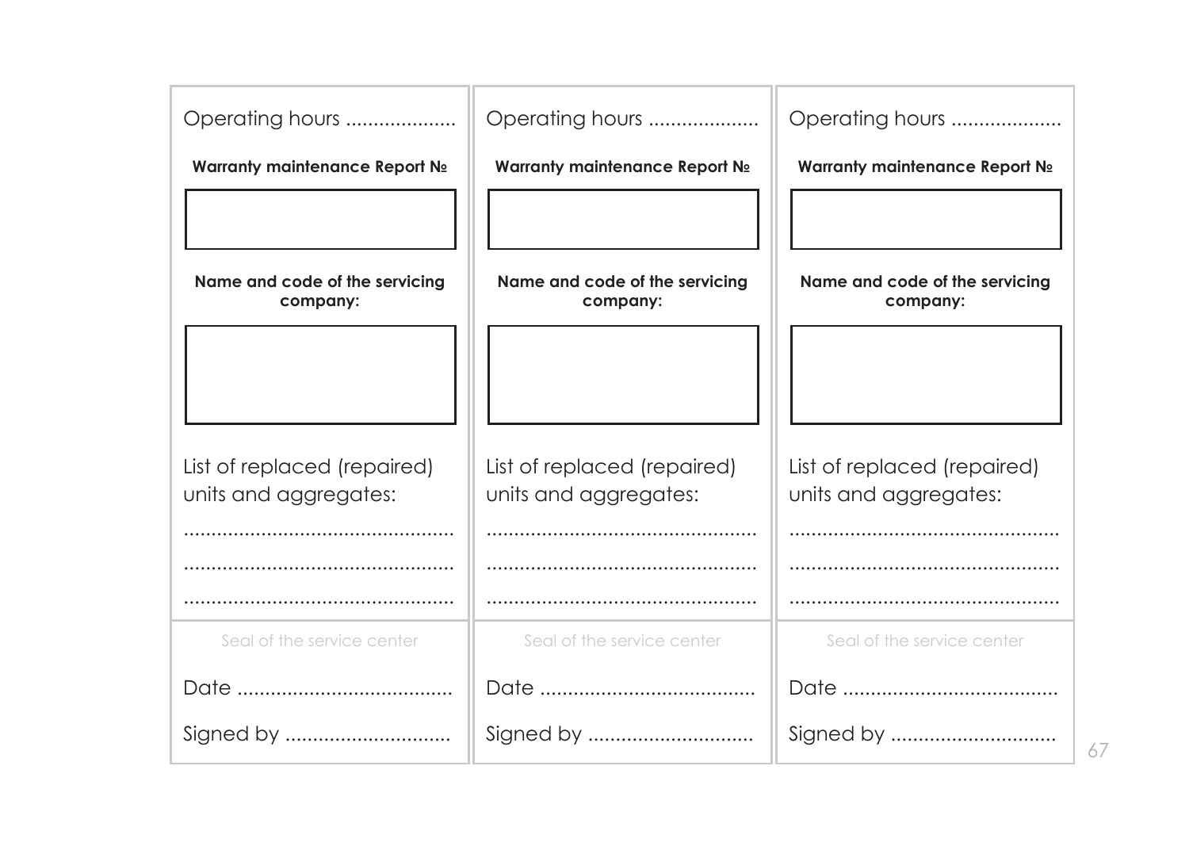Operating hours ....................

**Warranty maintenance Report №**

**Name and code of the servicing company:**

List of replaced (repaired) units and aggregates:

.................................................

.................................................

.................................................

Seal of the service center

Date .......................................

Signed by ..............................

---

Operating hours ....................

**Warranty maintenance Report №**

**Name and code of the servicing company:**

List of replaced (repaired) units and aggregates:

.................................................

.................................................

.................................................

Seal of the service center

Date .......................................

Signed by ..............................

---

Operating hours ....................

**Warranty maintenance Report №**

**Name and code of the servicing company:**

List of replaced (repaired) units and aggregates:

.................................................

.................................................

.................................................

Seal of the service center

Date .......................................

Signed by ..............................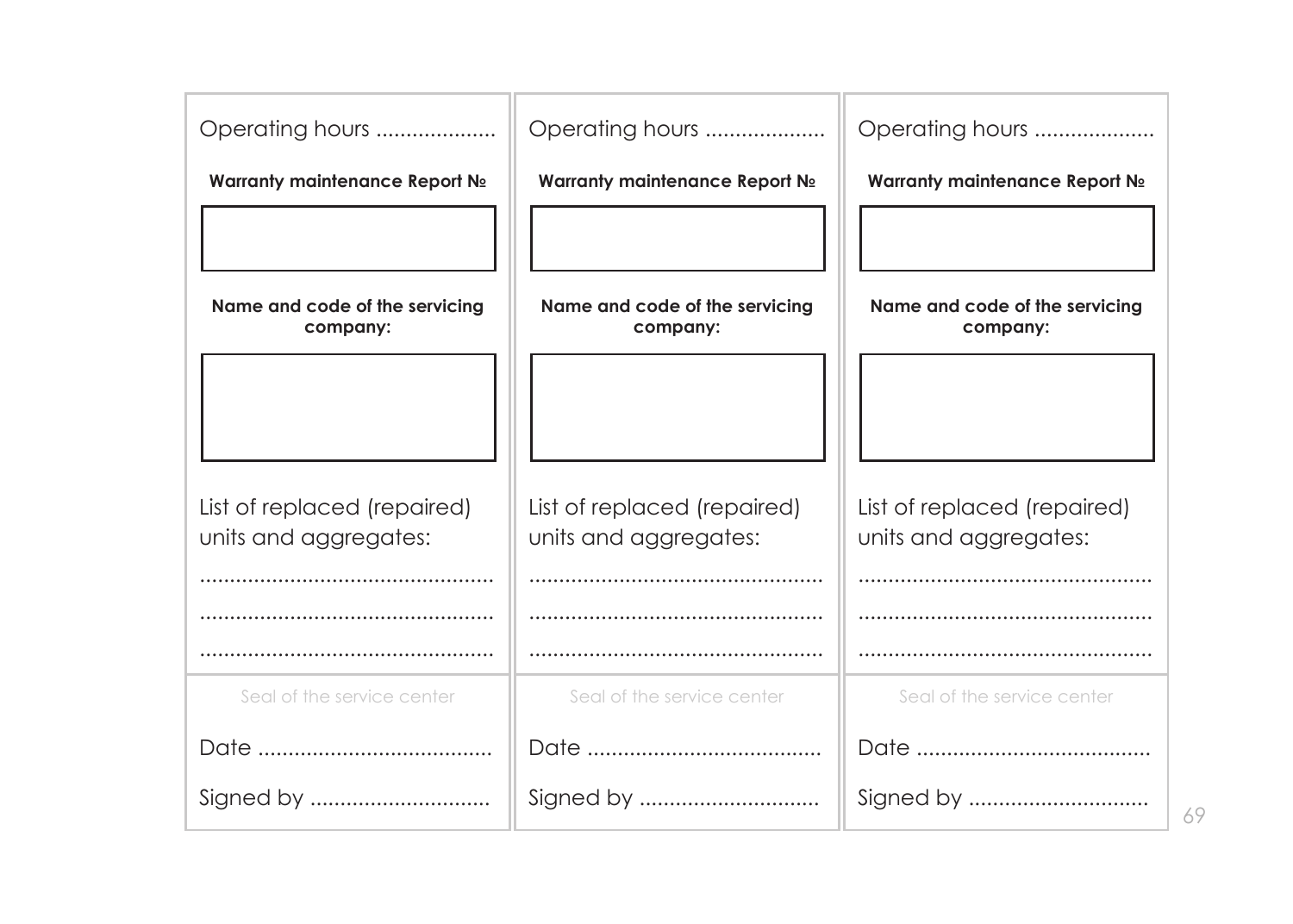Operating hours ....................

**Warranty maintenance Report №**

**Name and code of the servicing company:**

List of replaced (repaired) units and aggregates:

.................................................

.................................................

.................................................

Seal of the service center

Date .......................................

Signed by ..............................

---

Operating hours ....................

**Warranty maintenance Report №**

**Name and code of the servicing company:**

List of replaced (repaired) units and aggregates:

.................................................

.................................................

.................................................

Seal of the service center

Date .......................................

Signed by ..............................

---

Operating hours ....................

**Warranty maintenance Report №**

**Name and code of the servicing company:**

List of replaced (repaired) units and aggregates:

.................................................

.................................................

.................................................

Seal of the service center

Date .......................................

Signed by ..............................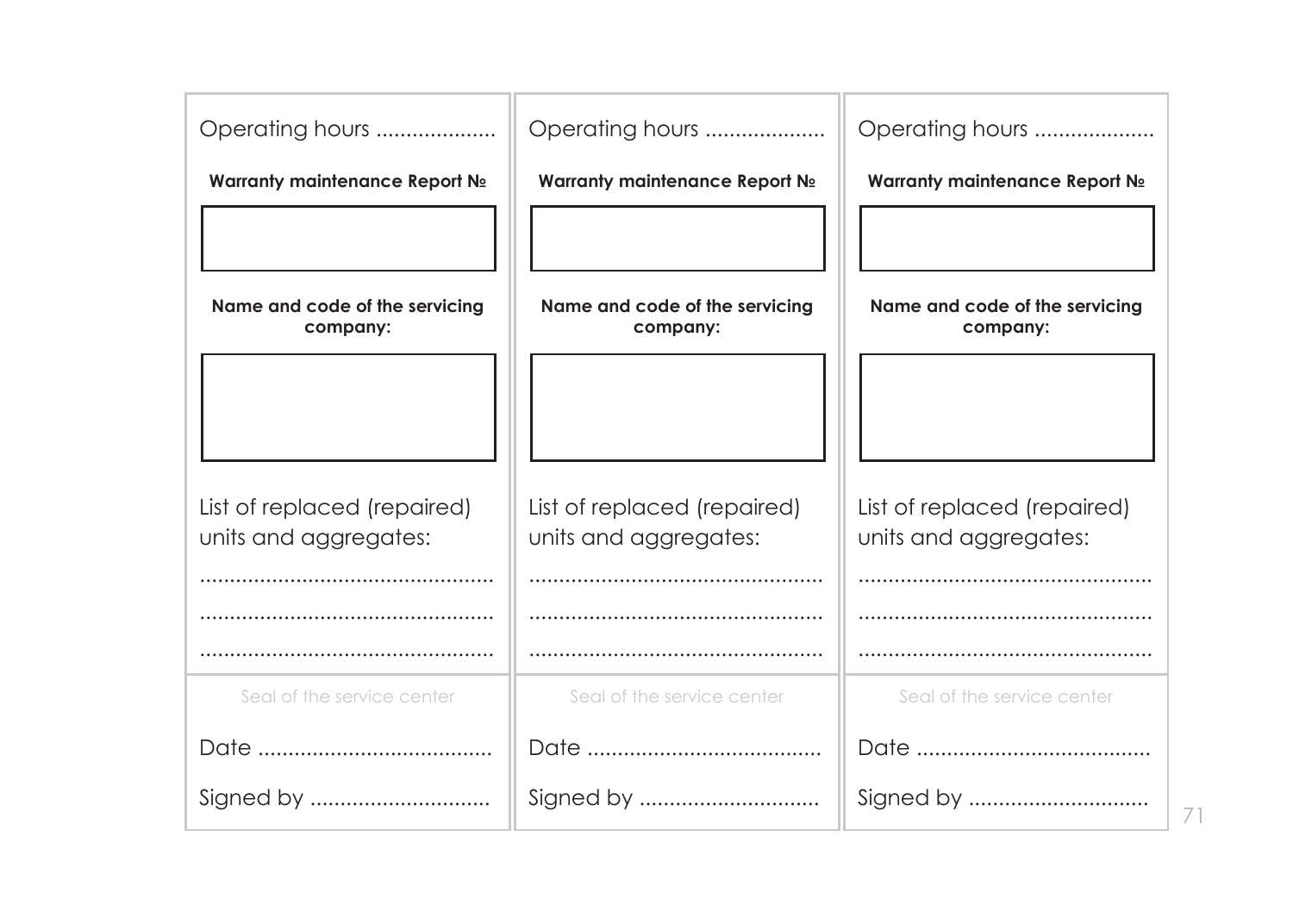Operating hours ....................

**Warranty maintenance Report №**

**Name and code of the servicing company:**

List of replaced (repaired) units and aggregates:

.................................................

.................................................

.................................................

Seal of the service center

Date .......................................

Signed by ..............................

---

Operating hours ....................

**Warranty maintenance Report №**

**Name and code of the servicing company:**

List of replaced (repaired) units and aggregates:

.................................................

.................................................

.................................................

Seal of the service center

Date .......................................

Signed by ..............................

---

Operating hours ....................

**Warranty maintenance Report №**

**Name and code of the servicing company:**

List of replaced (repaired) units and aggregates:

.................................................

.................................................

.................................................

Seal of the service center

Date .......................................

Signed by ..............................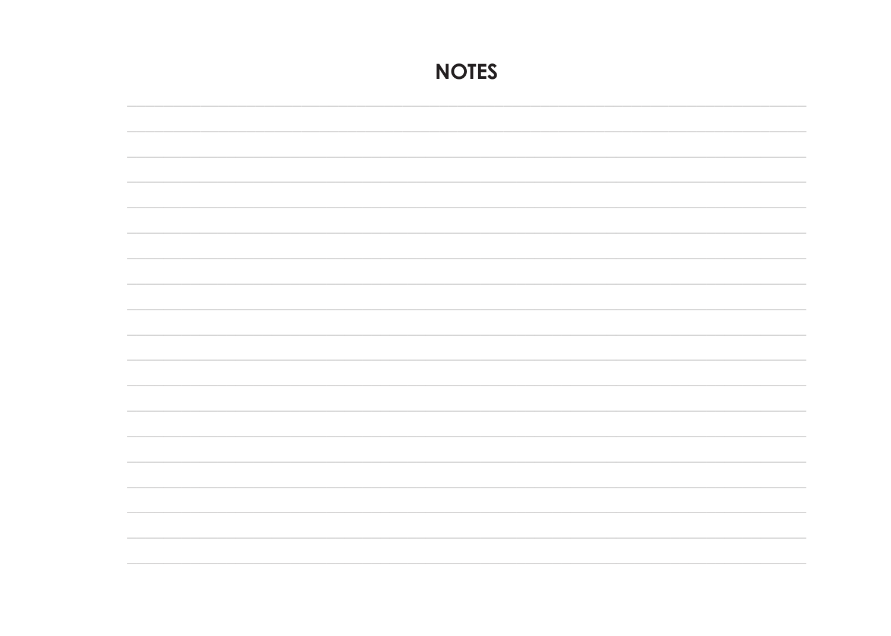# NOTES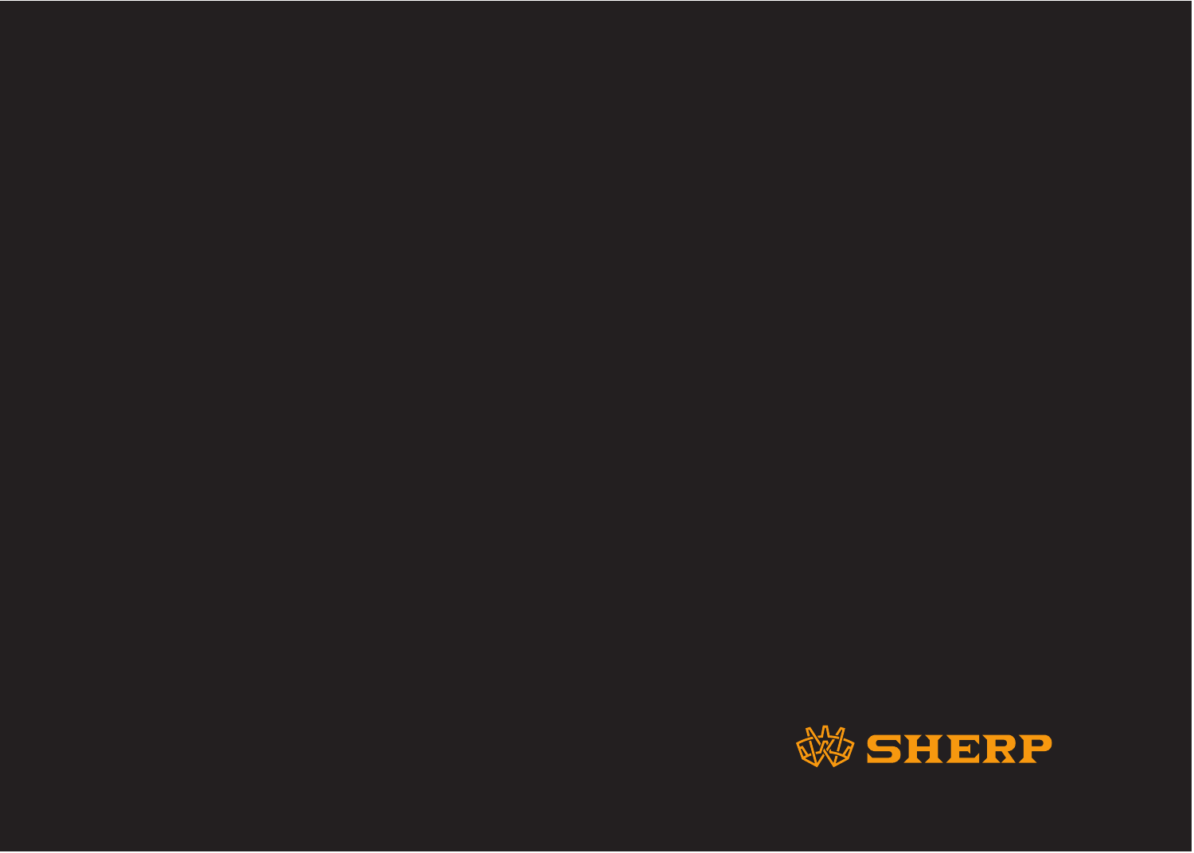SHERP